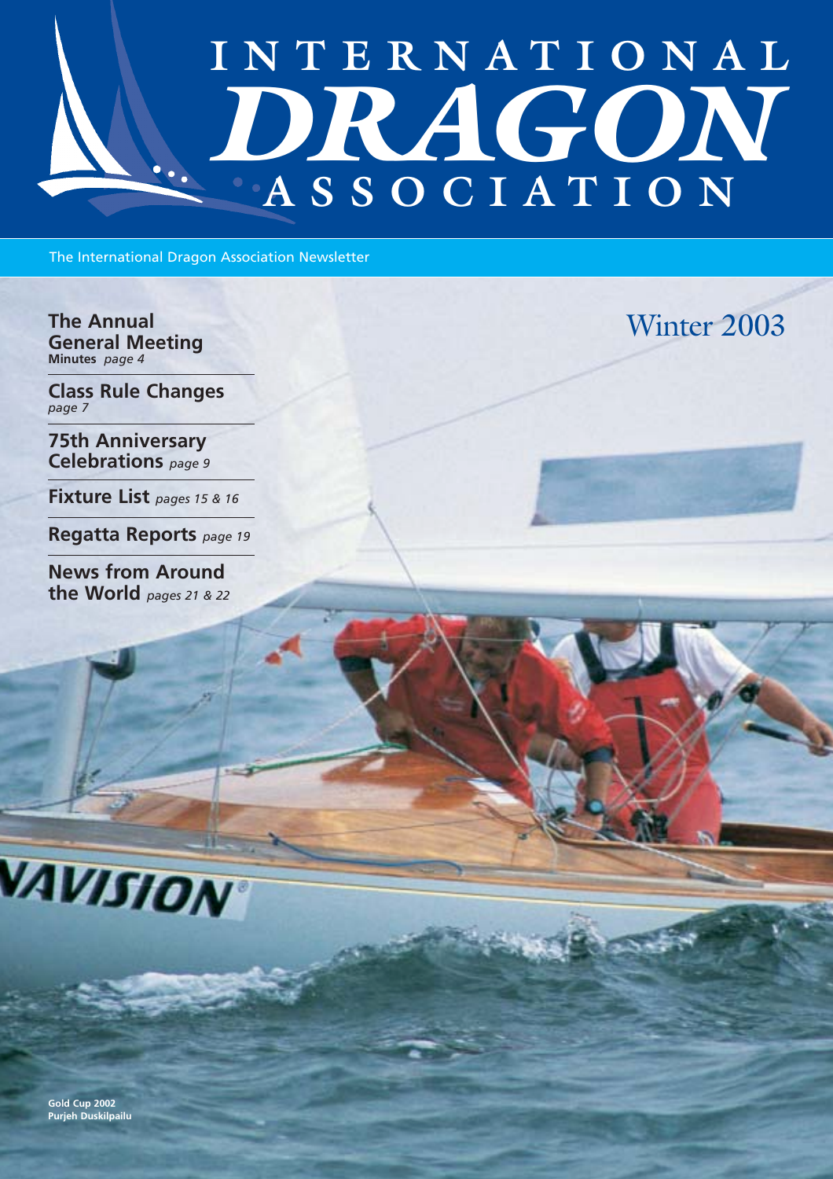# INTERNATIONAL DRAGON ASSOCIATION

The International Dragon Association Newsletter

## Winter 2003

**The Annual General Meeting**
**Minutes** *page 4*

**Class Rule Changes**
*page 7*

**75th Anniversary Celebrations** *page 9*

**Fixture List** *pages 15 & 16*

**Regatta Reports** *page 19*

**News from Around the World** *pages 21 & 22*

**Gold Cup 2002**
**Purjeh Duskilpailu**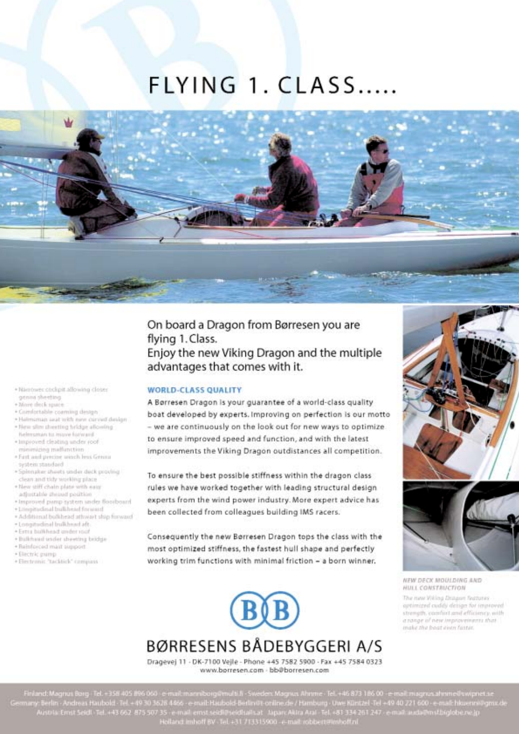# FLYING 1. CLASS.....

On board a Dragon from Børresen you are flying 1. Class.
Enjoy the new Viking Dragon and the multiple advantages that comes with it.

- Narrower cockpit allowing closer genoa sheeting
- More deck space
- Comfortable coaming design
- Helmsman seat with new curved design
- New slim sheeting bridge allowing helmsman to move forward
- Improved cleating under roof minimizing malfunction
- Fast and precise winch less Genoa system standard
- Spinnaker sheets under deck proving clean and tidy working place
- New stiff chain plate with easy adjustable shroud position
- Improved pump system under floorboard
- Longitudinal bulkhead forward
- Additional bulkhead athwart ship forward
- Longitudinal bulkhead aft
- Extra bulkhead under roof
- Bulkhead under sheeting bridge
- Reinforced mast support
- Electric pump
- Electronic "tacktick" compass

## WORLD-CLASS QUALITY

A Børresen Dragon is your guarantee of a world-class quality boat developed by experts. Improving on perfection is our motto – we are continuously on the look out for new ways to optimize to ensure improved speed and function, and with the latest improvements the Viking Dragon outdistances all competition.

To ensure the best possible stiffness within the dragon class rules we have worked together with leading structural design experts from the wind power industry. More expert advice has been collected from colleagues building IMS racers.

Consequently the new Børresen Dragon tops the class with the most optimized stiffness, the fastest hull shape and perfectly working trim functions with minimal friction – a born winner.

*NEW DECK MOULDING AND HULL CONSTRUCTION*

*The new Viking Dragon features optimized cuddy design for improved strength, comfort and efficiency, with a range of new improvements that make the boat even faster.*

BØRRESENS BÅDEBYGGERI A/S

Dragevej 11 · DK-7100 Vejle · Phone +45 7582 5900 · Fax +45 7584 0323
www.borresen.com · bb@borresen.com

Finland: Magnus Borg · Tel. +358 405 896 060 · e-mail: manniborg@multi.fi · Sweden: Magnus Ahnme · Tel. +46 873 186 00 · e-mail: magnus.ahnme@swipnet.se
Germany: Berlin · Andreas Haubold · Tel. +49 30 3628 4466 · e-mail: Haubold-Berlin@t-online.de / Hamburg · Uwe Küntzel · Tel. +49 40 221 600 · e-mail: hkuenn@gmx.de
Austria: Ernst Seidl · Tel. +43 662 875 507 35 · e-mail: ernst.seidl@seidlsails.at · Japan: Akira Arai · Tel. +81 334 261 247 · e-mail: auda@msf.biglobe.ne.jp
Holland: Imhoff BV · Tel. +31 713315900 · e-mail: robbert@imhoff.nl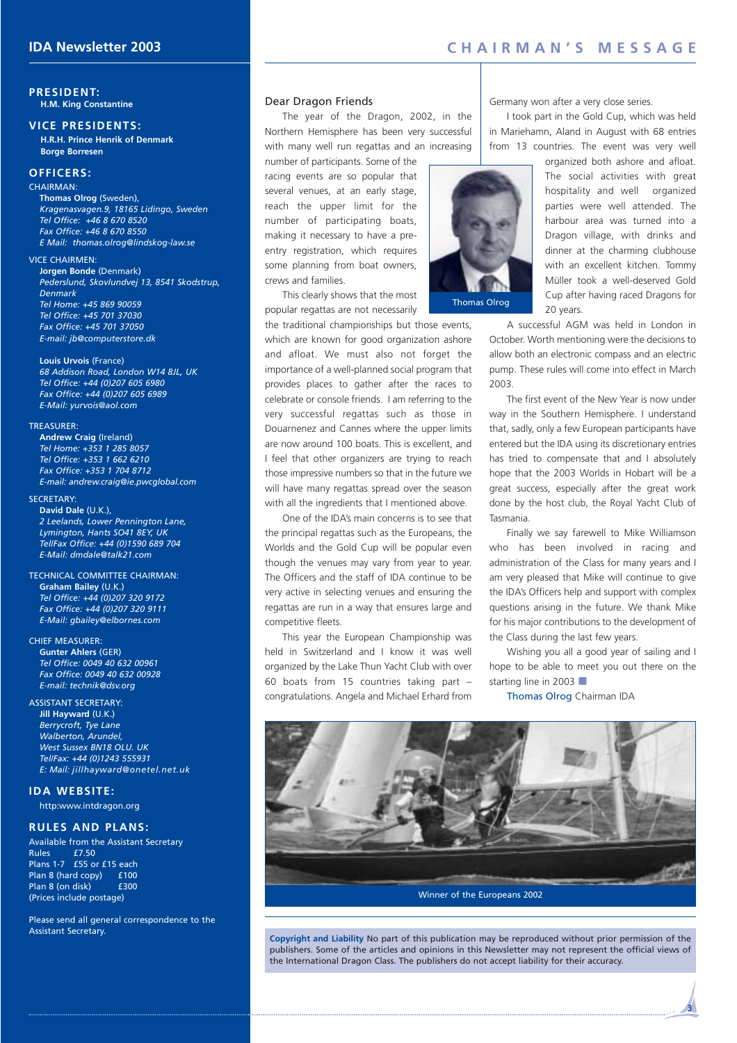# IDA Newsletter 2003

## PRESIDENT:

**H.M. King Constantine**

## VICE PRESIDENTS:

**H.R.H. Prince Henrik of Denmark**
**Borge Borresen**

## OFFICERS:

CHAIRMAN:

**Thomas Olrog** (Sweden),
*Kragenasvagen.9, 18165 Lidingo, Sweden*
*Tel Office: +46 8 670 8520*
*Fax Office: +46 8 670 8550*
*E Mail: thomas.olrog@lindskog-law.se*

VICE CHAIRMEN:

**Jorgen Bonde** (Denmark)
*Pederslund, Skovlundvej 13, 8541 Skodstrup, Denmark*
*Tel Home: +45 869 90059*
*Tel Office: +45 701 37030*
*Fax Office: +45 701 37050*
*E-mail: jb@computerstore.dk*

**Louis Urvois** (France)
*68 Addison Road, London W14 8JL, UK*
*Tel Office: +44 (0)207 605 6980*
*Fax Office: +44 (0)207 605 6989*
*E-Mail: yurvois@aol.com*

TREASURER:

**Andrew Craig** (Ireland)
*Tel Home: +353 1 285 8057*
*Tel Office: +353 1 662 6210*
*Fax Office: +353 1 704 8712*
*E-mail: andrew.craig@ie.pwcglobal.com*

SECRETARY:

**David Dale** (U.K.),
*2 Leelands, Lower Pennington Lane, Lymington, Hants SO41 8EY, UK*
*Tel/Fax Office: +44 (0)1590 689 704*
*E-Mail: dmdale@talk21.com*

TECHNICAL COMMITTEE CHAIRMAN:

**Graham Bailey** (U.K.)
*Tel Office: +44 (0)207 320 9172*
*Fax Office: +44 (0)207 320 9111*
*E-Mail: gbailey@elbornes.com*

CHIEF MEASURER:

**Gunter Ahlers** (GER)
*Tel Office: 0049 40 632 00961*
*Fax Office: 0049 40 632 00928*
*E-mail: technik@dsv.org*

ASSISTANT SECRETARY:

**Jill Hayward** (U.K.)
*Berrycroft, Tye Lane*
*Walberton, Arundel,*
*West Sussex BN18 OLU. UK*
*Tel/Fax: +44 (0)1243 555931*
*E: Mail: jillhayward@onetel.net.uk*

## IDA WEBSITE:

http:www.intdragon.org

## RULES AND PLANS:

Available from the Assistant Secretary
Rules £7.50
Plans 1-7 £55 or £15 each
Plan 8 (hard copy) £100
Plan 8 (on disk) £300
(Prices include postage)

Please send all general correspondence to the Assistant Secretary.

# CHAIRMAN'S MESSAGE

Dear Dragon Friends

The year of the Dragon, 2002, in the Northern Hemisphere has been very successful with many well run regattas and an increasing number of participants. Some of the racing events are so popular that several venues, at an early stage, reach the upper limit for the number of participating boats, making it necessary to have a pre-entry registration, which requires some planning from boat owners, crews and families.

This clearly shows that the most popular regattas are not necessarily the traditional championships but those events, which are known for good organization ashore and afloat. We must also not forget the importance of a well-planned social program that provides places to gather after the races to celebrate or console friends. I am referring to the very successful regattas such as those in Douarnenez and Cannes where the upper limits are now around 100 boats. This is excellent, and I feel that other organizers are trying to reach those impressive numbers so that in the future we will have many regattas spread over the season with all the ingredients that I mentioned above.

One of the IDA's main concerns is to see that the principal regattas such as the Europeans, the Worlds and the Gold Cup will be popular even though the venues may vary from year to year. The Officers and the staff of IDA continue to be very active in selecting venues and ensuring the regattas are run in a way that ensures large and competitive fleets.

This year the European Championship was held in Switzerland and I know it was well organized by the Lake Thun Yacht Club with over 60 boats from 15 countries taking part – congratulations. Angela and Michael Erhard from Germany won after a very close series.

Thomas Olrog

I took part in the Gold Cup, which was held in Mariehamn, Aland in August with 68 entries from 13 countries. The event was very well organized both ashore and afloat. The social activities with great hospitality and well organized parties were well attended. The harbour area was turned into a Dragon village, with drinks and dinner at the charming clubhouse with an excellent kitchen. Tommy Müller took a well-deserved Gold Cup after having raced Dragons for 20 years.

A successful AGM was held in London in October. Worth mentioning were the decisions to allow both an electronic compass and an electric pump. These rules will come into effect in March 2003.

The first event of the New Year is now under way in the Southern Hemisphere. I understand that, sadly, only a few European participants have entered but the IDA using its discretionary entries has tried to compensate that and I absolutely hope that the 2003 Worlds in Hobart will be a great success, especially after the great work done by the host club, the Royal Yacht Club of Tasmania.

Finally we say farewell to Mike Williamson who has been involved in racing and administration of the Class for many years and I am very pleased that Mike will continue to give the IDA's Officers help and support with complex questions arising in the future. We thank Mike for his major contributions to the development of the Class during the last few years.

Wishing you all a good year of sailing and I hope to be able to meet you out there on the starting line in 2003 ■

Thomas Olrog Chairman IDA

Winner of the Europeans 2002

**Copyright and Liability** No part of this publication may be reproduced without prior permission of the publishers. Some of the articles and opinions in this Newsletter may not represent the official views of the International Dragon Class. The publishers do not accept liability for their accuracy.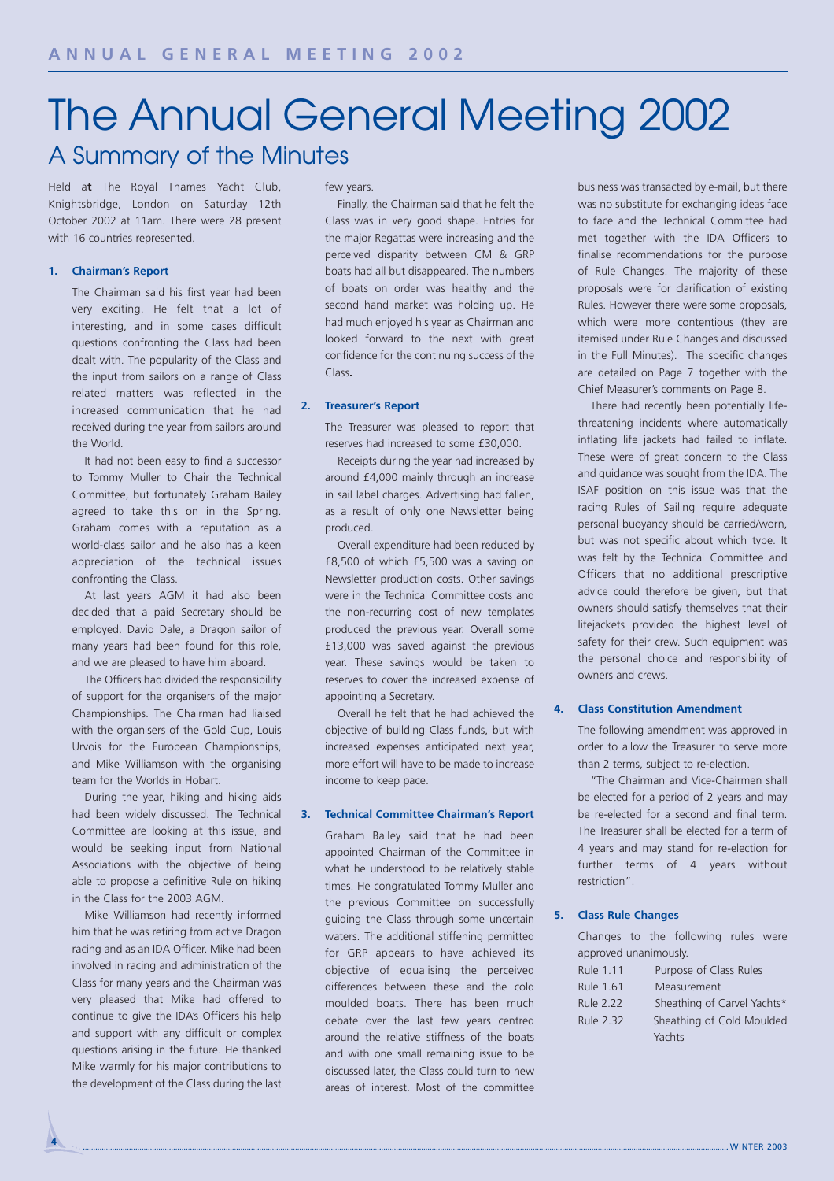# The Annual General Meeting 2002

## A Summary of the Minutes

Held at The Royal Thames Yacht Club, Knightsbridge, London on Saturday 12th October 2002 at 11am. There were 28 present with 16 countries represented.

### 1. Chairman's Report

The Chairman said his first year had been very exciting. He felt that a lot of interesting, and in some cases difficult questions confronting the Class had been dealt with. The popularity of the Class and the input from sailors on a range of Class related matters was reflected in the increased communication that he had received during the year from sailors around the World.

It had not been easy to find a successor to Tommy Muller to Chair the Technical Committee, but fortunately Graham Bailey agreed to take this on in the Spring. Graham comes with a reputation as a world-class sailor and he also has a keen appreciation of the technical issues confronting the Class.

At last years AGM it had also been decided that a paid Secretary should be employed. David Dale, a Dragon sailor of many years had been found for this role, and we are pleased to have him aboard.

The Officers had divided the responsibility of support for the organisers of the major Championships. The Chairman had liaised with the organisers of the Gold Cup, Louis Urvois for the European Championships, and Mike Williamson with the organising team for the Worlds in Hobart.

During the year, hiking and hiking aids had been widely discussed. The Technical Committee are looking at this issue, and would be seeking input from National Associations with the objective of being able to propose a definitive Rule on hiking in the Class for the 2003 AGM.

Mike Williamson had recently informed him that he was retiring from active Dragon racing and as an IDA Officer. Mike had been involved in racing and administration of the Class for many years and the Chairman was very pleased that Mike had offered to continue to give the IDA's Officers his help and support with any difficult or complex questions arising in the future. He thanked Mike warmly for his major contributions to the development of the Class during the last few years.

Finally, the Chairman said that he felt the Class was in very good shape. Entries for the major Regattas were increasing and the perceived disparity between CM & GRP boats had all but disappeared. The numbers of boats on order was healthy and the second hand market was holding up. He had much enjoyed his year as Chairman and looked forward to the next with great confidence for the continuing success of the Class**.**

### 2. Treasurer's Report

The Treasurer was pleased to report that reserves had increased to some £30,000.

Receipts during the year had increased by around £4,000 mainly through an increase in sail label charges. Advertising had fallen, as a result of only one Newsletter being produced.

Overall expenditure had been reduced by £8,500 of which £5,500 was a saving on Newsletter production costs. Other savings were in the Technical Committee costs and the non-recurring cost of new templates produced the previous year. Overall some £13,000 was saved against the previous year. These savings would be taken to reserves to cover the increased expense of appointing a Secretary.

Overall he felt that he had achieved the objective of building Class funds, but with increased expenses anticipated next year, more effort will have to be made to increase income to keep pace.

### 3. Technical Committee Chairman's Report

Graham Bailey said that he had been appointed Chairman of the Committee in what he understood to be relatively stable times. He congratulated Tommy Muller and the previous Committee on successfully guiding the Class through some uncertain waters. The additional stiffening permitted for GRP appears to have achieved its objective of equalising the perceived differences between these and the cold moulded boats. There has been much debate over the last few years centred around the relative stiffness of the boats and with one small remaining issue to be discussed later, the Class could turn to new areas of interest. Most of the committee business was transacted by e-mail, but there was no substitute for exchanging ideas face to face and the Technical Committee had met together with the IDA Officers to finalise recommendations for the purpose of Rule Changes. The majority of these proposals were for clarification of existing Rules. However there were some proposals, which were more contentious (they are itemised under Rule Changes and discussed in the Full Minutes). The specific changes are detailed on Page 7 together with the Chief Measurer's comments on Page 8.

There had recently been potentially life-threatening incidents where automatically inflating life jackets had failed to inflate. These were of great concern to the Class and guidance was sought from the IDA. The ISAF position on this issue was that the racing Rules of Sailing require adequate personal buoyancy should be carried/worn, but was not specific about which type. It was felt by the Technical Committee and Officers that no additional prescriptive advice could therefore be given, but that owners should satisfy themselves that their lifejackets provided the highest level of safety for their crew. Such equipment was the personal choice and responsibility of owners and crews.

### 4. Class Constitution Amendment

The following amendment was approved in order to allow the Treasurer to serve more than 2 terms, subject to re-election.

"The Chairman and Vice-Chairmen shall be elected for a period of 2 years and may be re-elected for a second and final term. The Treasurer shall be elected for a term of 4 years and may stand for re-election for further terms of 4 years without restriction".

### 5. Class Rule Changes

Changes to the following rules were approved unanimously.

| | |
|---|---|
| Rule 1.11 | Purpose of Class Rules |
| Rule 1.61 | Measurement |
| Rule 2.22 | Sheathing of Carvel Yachts* |
| Rule 2.32 | Sheathing of Cold Moulded Yachts |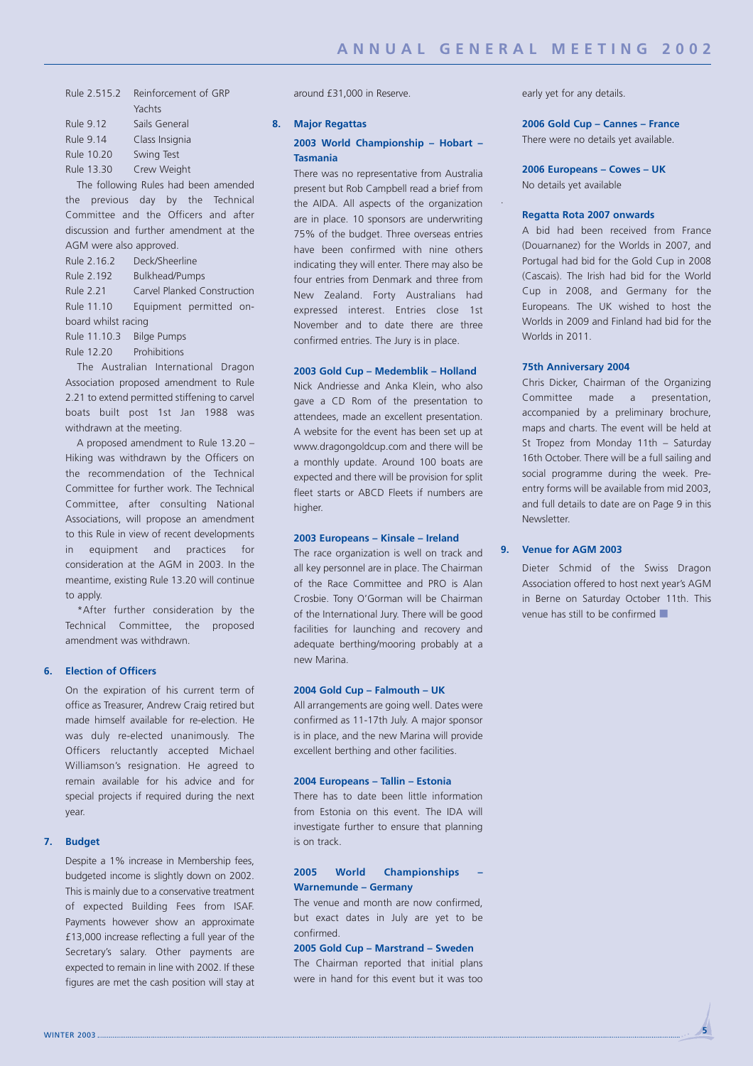| | |
|---|---|
| Rule 2.515.2 | Reinforcement of GRP Yachts |
| Rule 9.12 | Sails General |
| Rule 9.14 | Class Insignia |
| Rule 10.20 | Swing Test |
| Rule 13.30 | Crew Weight |

The following Rules had been amended the previous day by the Technical Committee and the Officers and after discussion and further amendment at the AGM were also approved.

| | |
|---|---|
| Rule 2.16.2 | Deck/Sheerline |
| Rule 2.192 | Bulkhead/Pumps |
| Rule 2.21 | Carvel Planked Construction |
| Rule 11.10 | Equipment permitted on-board whilst racing |
| Rule 11.10.3 | Bilge Pumps |
| Rule 12.20 | Prohibitions |

The Australian International Dragon Association proposed amendment to Rule 2.21 to extend permitted stiffening to carvel boats built post 1st Jan 1988 was withdrawn at the meeting.

A proposed amendment to Rule 13.20 – Hiking was withdrawn by the Officers on the recommendation of the Technical Committee for further work. The Technical Committee, after consulting National Associations, will propose an amendment to this Rule in view of recent developments in equipment and practices for consideration at the AGM in 2003. In the meantime, existing Rule 13.20 will continue to apply.

*After further consideration by the Technical Committee, the proposed amendment was withdrawn.

## 6. Election of Officers

On the expiration of his current term of office as Treasurer, Andrew Craig retired but made himself available for re-election. He was duly re-elected unanimously. The Officers reluctantly accepted Michael Williamson's resignation. He agreed to remain available for his advice and for special projects if required during the next year.

## 7. Budget

Despite a 1% increase in Membership fees, budgeted income is slightly down on 2002. This is mainly due to a conservative treatment of expected Building Fees from ISAF. Payments however show an approximate £13,000 increase reflecting a full year of the Secretary's salary. Other payments are expected to remain in line with 2002. If these figures are met the cash position will stay at around £31,000 in Reserve.

## 8. Major Regattas

### 2003 World Championship – Hobart – Tasmania

There was no representative from Australia present but Rob Campbell read a brief from the AIDA. All aspects of the organization are in place. 10 sponsors are underwriting 75% of the budget. Three overseas entries have been confirmed with nine others indicating they will enter. There may also be four entries from Denmark and three from New Zealand. Forty Australians had expressed interest. Entries close 1st November and to date there are three confirmed entries. The Jury is in place.

### 2003 Gold Cup – Medemblik – Holland

Nick Andriesse and Anka Klein, who also gave a CD Rom of the presentation to attendees, made an excellent presentation. A website for the event has been set up at www.dragongoldcup.com and there will be a monthly update. Around 100 boats are expected and there will be provision for split fleet starts or ABCD Fleets if numbers are higher.

### 2003 Europeans – Kinsale – Ireland

The race organization is well on track and all key personnel are in place. The Chairman of the Race Committee and PRO is Alan Crosbie. Tony O'Gorman will be Chairman of the International Jury. There will be good facilities for launching and recovery and adequate berthing/mooring probably at a new Marina.

### 2004 Gold Cup – Falmouth – UK

All arrangements are going well. Dates were confirmed as 11-17th July. A major sponsor is in place, and the new Marina will provide excellent berthing and other facilities.

### 2004 Europeans – Tallin – Estonia

There has to date been little information from Estonia on this event. The IDA will investigate further to ensure that planning is on track.

### 2005 World Championships – Warnemunde – Germany

The venue and month are now confirmed, but exact dates in July are yet to be confirmed.

### 2005 Gold Cup – Marstrand – Sweden

The Chairman reported that initial plans were in hand for this event but it was too early yet for any details.

### 2006 Gold Cup – Cannes – France

There were no details yet available.

### 2006 Europeans – Cowes – UK

No details yet available

### Regatta Rota 2007 onwards

A bid had been received from France (Douarnanez) for the Worlds in 2007, and Portugal had bid for the Gold Cup in 2008 (Cascais). The Irish had bid for the World Cup in 2008, and Germany for the Europeans. The UK wished to host the Worlds in 2009 and Finland had bid for the Worlds in 2011.

### 75th Anniversary 2004

Chris Dicker, Chairman of the Organizing Committee made a presentation, accompanied by a preliminary brochure, maps and charts. The event will be held at St Tropez from Monday 11th – Saturday 16th October. There will be a full sailing and social programme during the week. Pre-entry forms will be available from mid 2003, and full details to date are on Page 9 in this Newsletter.

## 9. Venue for AGM 2003

Dieter Schmid of the Swiss Dragon Association offered to host next year's AGM in Berne on Saturday October 11th. This venue has still to be confirmed ■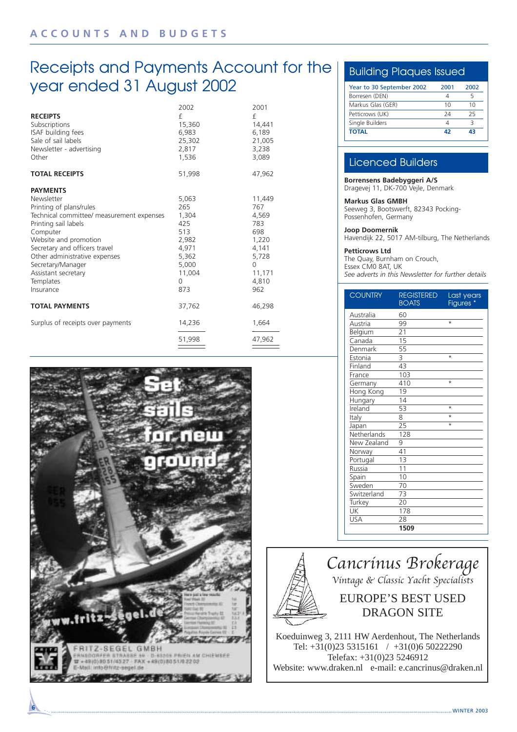# Receipts and Payments Account for the year ended 31 August 2002

| | 2002 | 2001 |
|---|---|---|
| **RECEIPTS** | £ | £ |
| Subscriptions | 15,360 | 14,441 |
| ISAF building fees | 6,983 | 6,189 |
| Sale of sail labels | 25,302 | 21,005 |
| Newsletter - advertising | 2,817 | 3,238 |
| Other | 1,536 | 3,089 |
| **TOTAL RECEIPTS** | 51,998 | 47,962 |
| **PAYMENTS** | | |
| Newsletter | 5,063 | 11,449 |
| Printing of plans/rules | 265 | 767 |
| Technical committee/ measurement expenses | 1,304 | 4,569 |
| Printing sail labels | 425 | 783 |
| Computer | 513 | 698 |
| Website and promotion | 2,982 | 1,220 |
| Secretary and officers travel | 4,971 | 4,141 |
| Other administrative expenses | 5,362 | 5,728 |
| Secretary/Manager | 5,000 | 0 |
| Assistant secretary | 11,004 | 11,171 |
| Templates | 0 | 4,810 |
| Insurance | 873 | 962 |
| **TOTAL PAYMENTS** | 37,762 | 46,298 |
| Surplus of receipts over payments | 14,236 | 1,664 |
| | 51,998 | 47,962 |

## Building Plaques Issued

| Year to 30 September 2002 | 2001 | 2002 |
|---|---|---|
| Borresen (DEN) | 4 | 5 |
| Markus Glas (GER) | 10 | 10 |
| Petticrows (UK) | 24 | 25 |
| Single Builders | 4 | 3 |
| **TOTAL** | **42** | **43** |

## Licenced Builders

**Borrensens Badebyggeri A/S**
Dragevej 11, DK-700 Vejle, Denmark

**Markus Glas GMBH**
Seeweg 3, Bootswerft, 82343 Pocking-Possenhofen, Germany

**Joop Doomernik**
Havendijk 22, 5017 AM-tilburg, The Netherlands

**Petticrows Ltd**
The Quay, Burnham on Crouch,
Essex CM0 8AT, UK
*See adverts in this Newsletter for further details*

| COUNTRY | REGISTERED BOATS | Last years Figures * |
|---|---|---|
| Australia | 60 | |
| Austria | 99 | * |
| Belgium | 21 | |
| Canada | 15 | |
| Denmark | 55 | |
| Estonia | 3 | * |
| Finland | 43 | |
| France | 103 | |
| Germany | 410 | * |
| Hong Kong | 19 | |
| Hungary | 14 | |
| Ireland | 53 | * |
| Italy | 8 | * |
| Japan | 25 | * |
| Netherlands | 128 | |
| New Zealand | 9 | |
| Norway | 41 | |
| Portugal | 13 | |
| Russia | 11 | |
| Spain | 10 | |
| Sweden | 70 | |
| Switzerland | 73 | |
| Turkey | 20 | |
| UK | 178 | |
| USA | 28 | |
| | **1509** | |

Set sails for new ground

www.fritz-segel.de

FRITZ-SEGEL GMBH

*Cancrinus Brokerage*
*Vintage & Classic Yacht Specialists*

EUROPE'S BEST USED DRAGON SITE

Koeduinweg 3, 2111 HW Aerdenhout, The Netherlands
Tel: +31(0)23 5315161 / +31(0)6 50222290
Telefax: +31(0)23 5246912
Website: www.draken.nl e-mail: e.cancrinus@draken.nl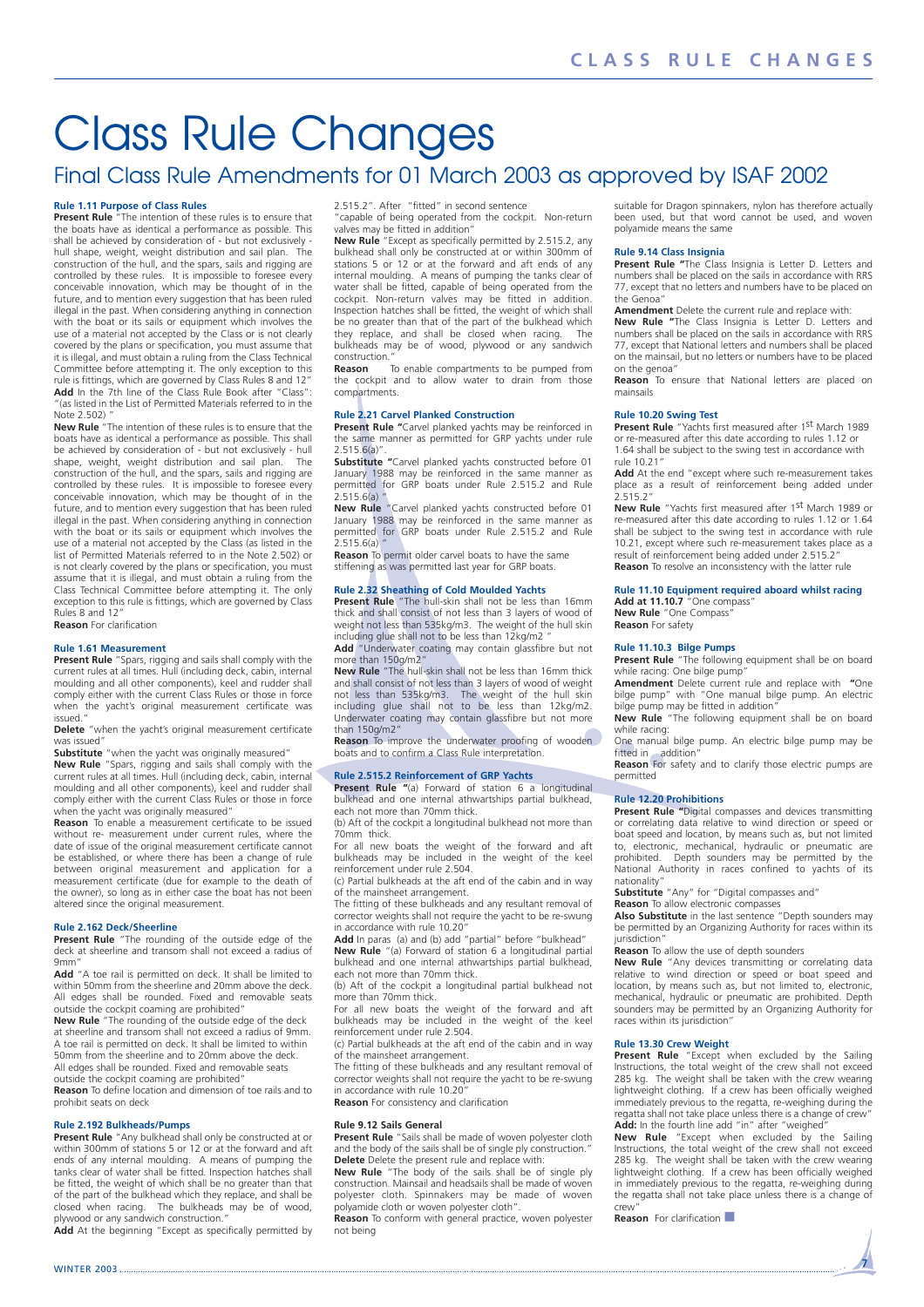# Class Rule Changes

## Final Class Rule Amendments for 01 March 2003 as approved by ISAF 2002

### Rule 1.11 Purpose of Class Rules

**Present Rule** "The intention of these rules is to ensure that the boats have as identical a performance as possible. This shall be achieved by consideration of - but not exclusively - hull shape, weight, weight distribution and sail plan. The construction of the hull, and the spars, sails and rigging are controlled by these rules. It is impossible to foresee every conceivable innovation, which may be thought of in the future, and to mention every suggestion that has been ruled illegal in the past. When considering anything in connection with the boat or its sails or equipment which involves the use of a material not accepted by the Class or is not clearly covered by the plans or specification, you must assume that it is illegal, and must obtain a ruling from the Class Technical Committee before attempting it. The only exception to this rule is fittings, which are governed by Class Rules 8 and 12"

**Add** In the 7th line of the Class Rule Book after "Class": "(as listed in the List of Permitted Materials referred to in the Note 2.502) "

**New Rule** "The intention of these rules is to ensure that the boats have as identical a performance as possible. This shall be achieved by consideration of - but not exclusively - hull shape, weight, weight distribution and sail plan. The construction of the hull, and the spars, sails and rigging are controlled by these rules. It is impossible to foresee every conceivable innovation, which may be thought of in the future, and to mention every suggestion that has been ruled illegal in the past. When considering anything in connection with the boat or its sails or equipment which involves the use of a material not accepted by the Class (as listed in the list of Permitted Materials referred to in the Note 2.502) or is not clearly covered by the plans or specification, you must assume that it is illegal, and must obtain a ruling from the Class Technical Committee before attempting it. The only exception to this rule is fittings, which are governed by Class Rules 8 and 12"

**Reason** For clarification

### Rule 1.61 Measurement

**Present Rule** "Spars, rigging and sails shall comply with the current rules at all times. Hull (including deck, cabin, internal moulding and all other components), keel and rudder shall comply either with the current Class Rules or those in force when the yacht's original measurement certificate was issued."

**Delete** "when the yacht's original measurement certificate was issued"

**Substitute** "when the yacht was originally measured"

**New Rule** "Spars, rigging and sails shall comply with the current rules at all times. Hull (including deck, cabin, internal moulding and all other components), keel and rudder shall comply either with the current Class Rules or those in force when the yacht was originally measured"

**Reason** To enable a measurement certificate to be issued without re- measurement under current rules, where the date of issue of the original measurement certificate cannot be established, or where there has been a change of rule between original measurement and application for a measurement certificate (due for example to the death of the owner), so long as in either case the boat has not been altered since the original measurement.

### Rule 2.162 Deck/Sheerline

**Present Rule** "The rounding of the outside edge of the deck at sheerline and transom shall not exceed a radius of 9mm"

**Add** "A toe rail is permitted on deck. It shall be limited to within 50mm from the sheerline and 20mm above the deck. All edges shall be rounded. Fixed and removable seats outside the cockpit coaming are prohibited"

**New Rule** "The rounding of the outside edge of the deck at sheerline and transom shall not exceed a radius of 9mm. A toe rail is permitted on deck. It shall be limited to within 50mm from the sheerline and to 20mm above the deck. All edges shall be rounded. Fixed and removable seats outside the cockpit coaming are prohibited"

**Reason** To define location and dimension of toe rails and to prohibit seats on deck

### Rule 2.192 Bulkheads/Pumps

**Present Rule** "Any bulkhead shall only be constructed at or within 300mm of stations 5 or 12 or at the forward and aft ends of any internal moulding. A means of pumping the tanks clear of water shall be fitted. Inspection hatches shall be fitted, the weight of which shall be no greater than that of the part of the bulkhead which they replace, and shall be closed when racing. The bulkheads may be of wood, plywood or any sandwich construction."

**Add** At the beginning "Except as specifically permitted by 2.515.2". After "fitted" in second sentence "capable of being operated from the cockpit. Non-return valves may be fitted in addition"

**New Rule** "Except as specifically permitted by 2.515.2, any bulkhead shall only be constructed at or within 300mm of stations 5 or 12 or at the forward and aft ends of any internal moulding. A means of pumping the tanks clear of water shall be fitted, capable of being operated from the cockpit. Non-return valves may be fitted in addition. Inspection hatches shall be fitted, the weight of which shall be no greater than that of the part of the bulkhead which they replace, and shall be closed when racing. The bulkheads may be of wood, plywood or any sandwich construction."

**Reason** To enable compartments to be pumped from the cockpit and to allow water to drain from those compartments.

### Rule 2.21 Carvel Planked Construction

**Present Rule "**Carvel planked yachts may be reinforced in the same manner as permitted for GRP yachts under rule 2.515.6(a)".

**Substitute "**Carvel planked yachts constructed before 01 January 1988 may be reinforced in the same manner as permitted for GRP boats under Rule 2.515.2 and Rule 2.515.6(a) "

**New Rule** "Carvel planked yachts constructed before 01 January 1988 may be reinforced in the same manner as permitted for GRP boats under Rule 2.515.2 and Rule 2.515.6(a) "

**Reason** To permit older carvel boats to have the same stiffening as was permitted last year for GRP boats.

### Rule 2.32 Sheathing of Cold Moulded Yachts

**Present Rule** "The hull-skin shall not be less than 16mm thick and shall consist of not less than 3 layers of wood of weight not less than 535kg/m3. The weight of the hull skin including glue shall not to be less than 12kg/m2 "

**Add** "Underwater coating may contain glassfibre but not more than 150g/m2"

**New Rule** "The hull-skin shall not be less than 16mm thick and shall consist of not less than 3 layers of wood of weight not less than 535kg/m3. The weight of the hull skin including glue shall not to be less than 12kg/m2. Underwater coating may contain glassfibre but not more than 150g/m2"

**Reason** To improve the underwater proofing of wooden boats and to confirm a Class Rule interpretation.

### Rule 2.515.2 Reinforcement of GRP Yachts

**Present Rule "**(a) Forward of station 6 a longitudinal bulkhead and one internal athwartships partial bulkhead, each not more than 70mm thick.

(b) Aft of the cockpit a longitudinal bulkhead not more than 70mm thick.

For all new boats the weight of the forward and aft bulkheads may be included in the weight of the keel reinforcement under rule 2.504.

(c) Partial bulkheads at the aft end of the cabin and in way of the mainsheet arrangement.

The fitting of these bulkheads and any resultant removal of corrector weights shall not require the yacht to be re-swung in accordance with rule 10.20"

**Add** In paras (a) and (b) add "partial" before "bulkhead"

**New Rule** "(a) Forward of station 6 a longitudinal partial bulkhead and one internal athwartships partial bulkhead, each not more than 70mm thick.

(b) Aft of the cockpit a longitudinal partial bulkhead not more than 70mm thick.

For all new boats the weight of the forward and aft bulkheads may be included in the weight of the keel reinforcement under rule 2.504.

(c) Partial bulkheads at the aft end of the cabin and in way of the mainsheet arrangement.

The fitting of these bulkheads and any resultant removal of corrector weights shall not require the yacht to be re-swung in accordance with rule 10.20"

**Reason** For consistency and clarification

### Rule 9.12 Sails General

**Present Rule** "Sails shall be made of woven polyester cloth and the body of the sails shall be of single ply construction."

**Delete** Delete the present rule and replace with:

**New Rule** "The body of the sails shall be of single ply construction. Mainsail and headsails shall be made of woven polyester cloth. Spinnakers may be made of woven polyamide cloth or woven polyester cloth".

**Reason** To conform with general practice, woven polyester not being suitable for Dragon spinnakers, nylon has therefore actually been used, but that word cannot be used, and woven polyamide means the same

### Rule 9.14 Class Insignia

**Present Rule "**The Class Insignia is Letter D. Letters and numbers shall be placed on the sails in accordance with RRS 77, except that no letters and numbers have to be placed on the Genoa"

**Amendment** Delete the current rule and replace with:

**New Rule "**The Class Insignia is Letter D. Letters and numbers shall be placed on the sails in accordance with RRS 77, except that National letters and numbers shall be placed on the mainsail, but no letters or numbers have to be placed on the genoa"

**Reason** To ensure that National letters are placed on mainsails

### Rule 10.20 Swing Test

**Present Rule** "Yachts first measured after 1st March 1989 or re-measured after this date according to rules 1.12 or 1.64 shall be subject to the swing test in accordance with rule 10.21"

**Add** At the end "except where such re-measurement takes place as a result of reinforcement being added under 2.515.2"

**New Rule** "Yachts first measured after 1st March 1989 or re-measured after this date according to rules 1.12 or 1.64 shall be subject to the swing test in accordance with rule 10.21, except where such re-measurement takes place as a result of reinforcement being added under 2.515.2"

**Reason** To resolve an inconsistency with the latter rule

### Rule 11.10 Equipment required aboard whilst racing

**Add at 11.10.7** "One compass"

**New Rule** "One Compass"

**Reason** For safety

### Rule 11.10.3 Bilge Pumps

**Present Rule** "The following equipment shall be on board while racing: One bilge pump"

**Amendment** Delete current rule and replace with **"**One bilge pump" with "One manual bilge pump. An electric bilge pump may be fitted in addition"

**New Rule** "The following equipment shall be on board while racing:

One manual bilge pump. An electric bilge pump may be fitted in addition"

**Reason** For safety and to clarify those electric pumps are permitted

### Rule 12.20 Prohibitions

**Present Rule "**Digital compasses and devices transmitting or correlating data relative to wind direction or speed or boat speed and location, by means such as, but not limited to, electronic, mechanical, hydraulic or pneumatic are prohibited. Depth sounders may be permitted by the National Authority in races confined to yachts of its nationality"

**Substitute** "Any" for "Digital compasses and"

**Reason** To allow electronic compasses

**Also Substitute** in the last sentence "Depth sounders may be permitted by an Organizing Authority for races within its jurisdiction"

**Reason** To allow the use of depth sounders

**New Rule** "Any devices transmitting or correlating data relative to wind direction or speed or boat speed and location, by means such as, but not limited to, electronic, mechanical, hydraulic or pneumatic are prohibited. Depth sounders may be permitted by an Organizing Authority for races within its jurisdiction"

### Rule 13.30 Crew Weight

**Present Rule** "Except when excluded by the Sailing Instructions, the total weight of the crew shall not exceed 285 kg. The weight shall be taken with the crew wearing lightweight clothing. If a crew has been officially weighed immediately previous to the regatta, re-weighing during the regatta shall not take place unless there is a change of crew"

**Add:** In the fourth line add "in" after "weighed"

**New Rule** "Except when excluded by the Sailing Instructions, the total weight of the crew shall not exceed 285 kg. The weight shall be taken with the crew wearing lightweight clothing. If a crew has been officially weighed in immediately previous to the regatta, re-weighing during the regatta shall not take place unless there is a change of crew"

**Reason** For clarification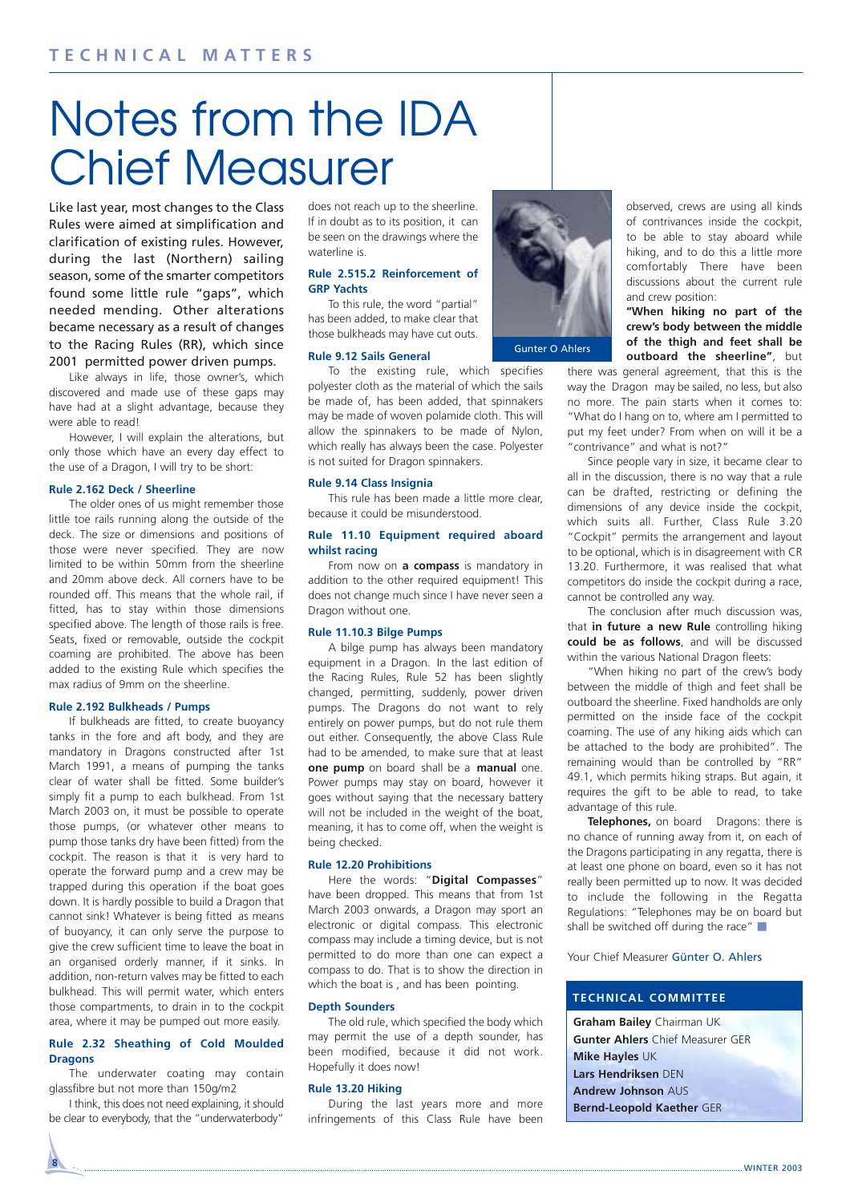TECHNICAL MATTERS

# Notes from the IDA Chief Measurer

Like last year, most changes to the Class Rules were aimed at simplification and clarification of existing rules. However, during the last (Northern) sailing season, some of the smarter competitors found some little rule "gaps", which needed mending. Other alterations became necessary as a result of changes to the Racing Rules (RR), which since 2001 permitted power driven pumps.

Like always in life, those owner's, which discovered and made use of these gaps may have had at a slight advantage, because they were able to read!

However, I will explain the alterations, but only those which have an every day effect to the use of a Dragon, I will try to be short:

### Rule 2.162 Deck / Sheerline

The older ones of us might remember those little toe rails running along the outside of the deck. The size or dimensions and positions of those were never specified. They are now limited to be within 50mm from the sheerline and 20mm above deck. All corners have to be rounded off. This means that the whole rail, if fitted, has to stay within those dimensions specified above. The length of those rails is free. Seats, fixed or removable, outside the cockpit coaming are prohibited. The above has been added to the existing Rule which specifies the max radius of 9mm on the sheerline.

### Rule 2.192 Bulkheads / Pumps

If bulkheads are fitted, to create buoyancy tanks in the fore and aft body, and they are mandatory in Dragons constructed after 1st March 1991, a means of pumping the tanks clear of water shall be fitted. Some builder's simply fit a pump to each bulkhead. From 1st March 2003 on, it must be possible to operate those pumps, (or whatever other means to pump those tanks dry have been fitted) from the cockpit. The reason is that it is very hard to operate the forward pump and a crew may be trapped during this operation if the boat goes down. It is hardly possible to build a Dragon that cannot sink! Whatever is being fitted as means of buoyancy, it can only serve the purpose to give the crew sufficient time to leave the boat in an organised orderly manner, if it sinks. In addition, non-return valves may be fitted to each bulkhead. This will permit water, which enters those compartments, to drain in to the cockpit area, where it may be pumped out more easily.

### Rule 2.32 Sheathing of Cold Moulded Dragons

The underwater coating may contain glassfibre but not more than 150g/m2

I think, this does not need explaining, it should be clear to everybody, that the "underwaterbody" does not reach up to the sheerline. If in doubt as to its position, it can be seen on the drawings where the waterline is.

### Rule 2.515.2 Reinforcement of GRP Yachts

To this rule, the word "partial" has been added, to make clear that those bulkheads may have cut outs.

### Rule 9.12 Sails General

To the existing rule, which specifies polyester cloth as the material of which the sails be made of, has been added, that spinnakers may be made of woven polamide cloth. This will allow the spinnakers to be made of Nylon, which really has always been the case. Polyester is not suited for Dragon spinnakers.

### Rule 9.14 Class Insignia

This rule has been made a little more clear, because it could be misunderstood.

### Rule 11.10 Equipment required aboard whilst racing

From now on **a compass** is mandatory in addition to the other required equipment! This does not change much since I have never seen a Dragon without one.

### Rule 11.10.3 Bilge Pumps

A bilge pump has always been mandatory equipment in a Dragon. In the last edition of the Racing Rules, Rule 52 has been slightly changed, permitting, suddenly, power driven pumps. The Dragons do not want to rely entirely on power pumps, but do not rule them out either. Consequently, the above Class Rule had to be amended, to make sure that at least **one pump** on board shall be a **manual** one. Power pumps may stay on board, however it goes without saying that the necessary battery will not be included in the weight of the boat, meaning, it has to come off, when the weight is being checked.

### Rule 12.20 Prohibitions

Here the words: "**Digital Compasses**" have been dropped. This means that from 1st March 2003 onwards, a Dragon may sport an electronic or digital compass. This electronic compass may include a timing device, but is not permitted to do more than one can expect a compass to do. That is to show the direction in which the boat is , and has been pointing.

### Depth Sounders

The old rule, which specified the body which may permit the use of a depth sounder, has been modified, because it did not work. Hopefully it does now!

### Rule 13.20 Hiking

During the last years more and more infringements of this Class Rule have been observed, crews are using all kinds of contrivances inside the cockpit, to be able to stay aboard while hiking, and to do this a little more comfortably There have been discussions about the current rule and crew position:

Gunter O Ahlers

**"When hiking no part of the crew's body between the middle of the thigh and feet shall be outboard the sheerline"**, but there was general agreement, that this is the way the Dragon may be sailed, no less, but also no more. The pain starts when it comes to: "What do I hang on to, where am I permitted to put my feet under? From when on will it be a "contrivance" and what is not?"

Since people vary in size, it became clear to all in the discussion, there is no way that a rule can be drafted, restricting or defining the dimensions of any device inside the cockpit, which suits all. Further, Class Rule 3.20 "Cockpit" permits the arrangement and layout to be optional, which is in disagreement with CR 13.20. Furthermore, it was realised that what competitors do inside the cockpit during a race, cannot be controlled any way.

The conclusion after much discussion was, that **in future a new Rule** controlling hiking **could be as follows**, and will be discussed within the various National Dragon fleets:

"When hiking no part of the crew's body between the middle of thigh and feet shall be outboard the sheerline. Fixed handholds are only permitted on the inside face of the cockpit coaming. The use of any hiking aids which can be attached to the body are prohibited". The remaining would than be controlled by "RR" 49.1, which permits hiking straps. But again, it requires the gift to be able to read, to take advantage of this rule.

**Telephones,** on board Dragons: there is no chance of running away from it, on each of the Dragons participating in any regatta, there is at least one phone on board, even so it has not really been permitted up to now. It was decided to include the following in the Regatta Regulations: "Telephones may be on board but shall be switched off during the race" ■

Your Chief Measurer Günter O. Ahlers

## TECHNICAL COMMITTEE

**Graham Bailey** Chairman UK
**Gunter Ahlers** Chief Measurer GER
**Mike Hayles** UK
**Lars Hendriksen** DEN
**Andrew Johnson** AUS
**Bernd-Leopold Kaether** GER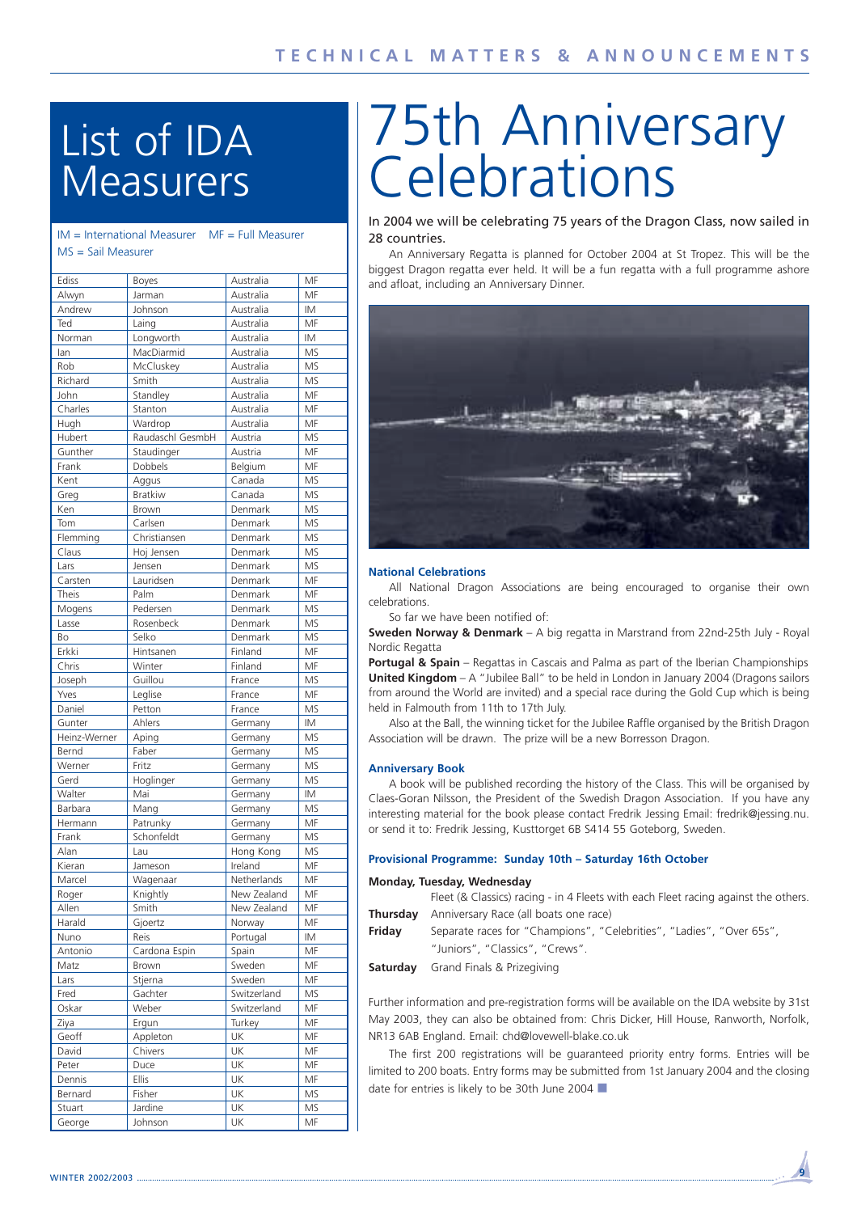# List of IDA Measurers

IM = International Measurer MF = Full Measurer
MS = Sail Measurer

| | | | |
|---|---|---|---|
| Ediss | Boyes | Australia | MF |
| Alwyn | Jarman | Australia | MF |
| Andrew | Johnson | Australia | IM |
| Ted | Laing | Australia | MF |
| Norman | Longworth | Australia | IM |
| Ian | MacDiarmid | Australia | MS |
| Rob | McCluskey | Australia | MS |
| Richard | Smith | Australia | MS |
| John | Standley | Australia | MF |
| Charles | Stanton | Australia | MF |
| Hugh | Wardrop | Australia | MF |
| Hubert | Raudaschl GesmbH | Austria | MS |
| Gunther | Staudinger | Austria | MF |
| Frank | Dobbels | Belgium | MF |
| Kent | Aggus | Canada | MS |
| Greg | Bratkiw | Canada | MS |
| Ken | Brown | Denmark | MS |
| Tom | Carlsen | Denmark | MS |
| Flemming | Christiansen | Denmark | MS |
| Claus | Hoj Jensen | Denmark | MS |
| Lars | Jensen | Denmark | MS |
| Carsten | Lauridsen | Denmark | MF |
| Theis | Palm | Denmark | MF |
| Mogens | Pedersen | Denmark | MS |
| Lasse | Rosenbeck | Denmark | MS |
| Bo | Selko | Denmark | MS |
| Erkki | Hintsanen | Finland | MF |
| Chris | Winter | Finland | MF |
| Joseph | Guillou | France | MS |
| Yves | Leglise | France | MF |
| Daniel | Petton | France | MS |
| Gunter | Ahlers | Germany | IM |
| Heinz-Werner | Aping | Germany | MS |
| Bernd | Faber | Germany | MS |
| Werner | Fritz | Germany | MS |
| Gerd | Hoglinger | Germany | MS |
| Walter | Mai | Germany | IM |
| Barbara | Mang | Germany | MS |
| Hermann | Patrunky | Germany | MF |
| Frank | Schonfeldt | Germany | MS |
| Alan | Lau | Hong Kong | MS |
| Kieran | Jameson | Ireland | MF |
| Marcel | Wagenaar | Netherlands | MF |
| Roger | Knightly | New Zealand | MF |
| Allen | Smith | New Zealand | MF |
| Harald | Gjoertz | Norway | MF |
| Nuno | Reis | Portugal | IM |
| Antonio | Cardona Espin | Spain | MF |
| Matz | Brown | Sweden | MF |
| Lars | Stjerna | Sweden | MF |
| Fred | Gachter | Switzerland | MS |
| Oskar | Weber | Switzerland | MF |
| Ziya | Ergun | Turkey | MF |
| Geoff | Appleton | UK | MF |
| David | Chivers | UK | MF |
| Peter | Duce | UK | MF |
| Dennis | Ellis | UK | MF |
| Bernard | Fisher | UK | MS |
| Stuart | Jardine | UK | MS |
| George | Johnson | UK | MF |

# 75th Anniversary Celebrations

In 2004 we will be celebrating 75 years of the Dragon Class, now sailed in 28 countries.

An Anniversary Regatta is planned for October 2004 at St Tropez. This will be the biggest Dragon regatta ever held. It will be a fun regatta with a full programme ashore and afloat, including an Anniversary Dinner.

### National Celebrations

All National Dragon Associations are being encouraged to organise their own celebrations.

So far we have been notified of:

**Sweden Norway & Denmark** – A big regatta in Marstrand from 22nd-25th July - Royal Nordic Regatta

**Portugal & Spain** – Regattas in Cascais and Palma as part of the Iberian Championships

**United Kingdom** – A "Jubilee Ball" to be held in London in January 2004 (Dragons sailors from around the World are invited) and a special race during the Gold Cup which is being held in Falmouth from 11th to 17th July.

Also at the Ball, the winning ticket for the Jubilee Raffle organised by the British Dragon Association will be drawn. The prize will be a new Borresson Dragon.

### Anniversary Book

A book will be published recording the history of the Class. This will be organised by Claes-Goran Nilsson, the President of the Swedish Dragon Association. If you have any interesting material for the book please contact Fredrik Jessing Email: fredrik@jessing.nu. or send it to: Fredrik Jessing, Kusttorget 6B S414 55 Goteborg, Sweden.

### Provisional Programme: Sunday 10th – Saturday 16th October

**Monday, Tuesday, Wednesday**
Fleet (& Classics) racing - in 4 Fleets with each Fleet racing against the others.

**Thursday** Anniversary Race (all boats one race)

**Friday** Separate races for "Champions", "Celebrities", "Ladies", "Over 65s", "Juniors", "Classics", "Crews".

**Saturday** Grand Finals & Prizegiving

Further information and pre-registration forms will be available on the IDA website by 31st May 2003, they can also be obtained from: Chris Dicker, Hill House, Ranworth, Norfolk, NR13 6AB England. Email: chd@lovewell-blake.co.uk

The first 200 registrations will be guaranteed priority entry forms. Entries will be limited to 200 boats. Entry forms may be submitted from 1st January 2004 and the closing date for entries is likely to be 30th June 2004 ■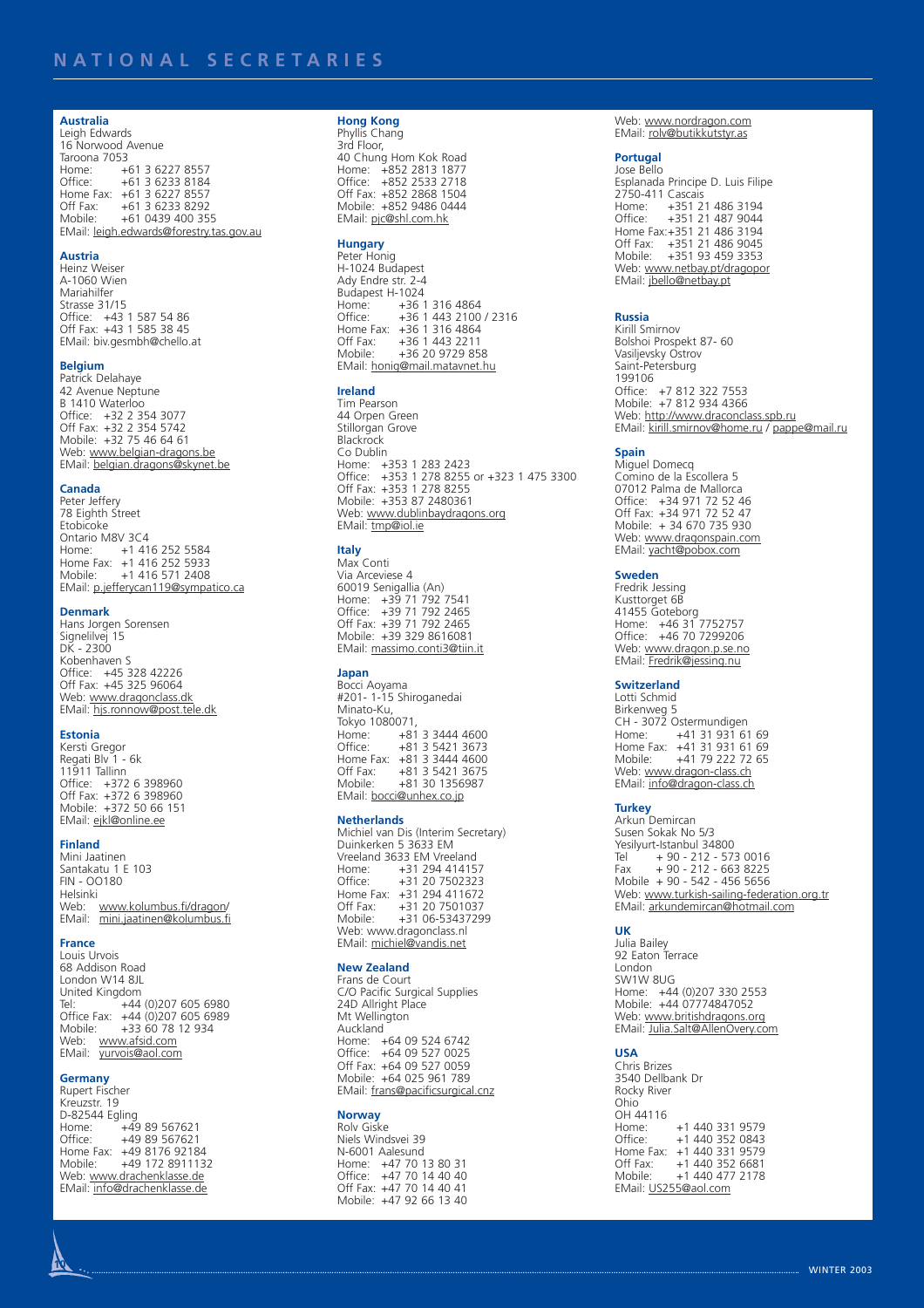# NATIONAL SECRETARIES

**Australia**
Leigh Edwards
16 Norwood Avenue
Taroona 7053
Home: +61 3 6227 8557
Office: +61 3 6233 8184
Home Fax: +61 3 6227 8557
Off Fax: +61 3 6233 8292
Mobile: +61 0439 400 355
EMail: leigh.edwards@forestry.tas.gov.au

**Austria**
Heinz Weiser
A-1060 Wien
Mariahilfer
Strasse 31/15
Office: +43 1 587 54 86
Off Fax: +43 1 585 38 45
EMail: biv.gesmbh@chello.at

**Belgium**
Patrick Delahaye
42 Avenue Neptune
B 1410 Waterloo
Office: +32 2 354 3077
Off Fax: +32 2 354 5742
Mobile: +32 75 46 64 61
Web: www.belgian-dragons.be
EMail: belgian.dragons@skynet.be

**Canada**
Peter Jeffery
78 Eighth Street
Etobicoke
Ontario M8V 3C4
Home: +1 416 252 5584
Home Fax: +1 416 252 5933
Mobile: +1 416 571 2408
EMail: p.jefferycan119@sympatico.ca

**Denmark**
Hans Jorgen Sorensen
Signelilvej 15
DK - 2300
Kobenhaven S
Office: +45 328 42226
Off Fax: +45 325 96064
Web: www.dragonclass.dk
EMail: hjs.ronnow@post.tele.dk

**Estonia**
Kersti Gregor
Regati Blv 1 - 6k
11911 Tallinn
Office: +372 6 398960
Off Fax: +372 6 398960
Mobile: +372 50 66 151
EMail: ejkl@online.ee

**Finland**
Mini Jaatinen
Santakatu 1 E 103
FIN - OO180
Helsinki
Web: www.kolumbus.fi/dragon/
EMail: mini.jaatinen@kolumbus.fi

**France**
Louis Urvois
68 Addison Road
London W14 8JL
United Kingdom
Tel: +44 (0)207 605 6980
Office Fax: +44 (0)207 605 6989
Mobile: +33 60 78 12 934
Web: www.afsid.com
EMail: yurvois@aol.com

**Germany**
Rupert Fischer
Kreuzstr. 19
D-82544 Egling
Home: +49 89 567621
Office: +49 89 567621
Home Fax: +49 8176 92184
Mobile: +49 172 8911132
Web: www.drachenklasse.de
EMail: info@drachenklasse.de

**Hong Kong**
Phyllis Chang
3rd Floor,
40 Chung Hom Kok Road
Home: +852 2813 1877
Office: +852 2533 2718
Off Fax: +852 2868 1504
Mobile: +852 9486 0444
EMail: pjc@shl.com.hk

**Hungary**
Peter Honig
H-1024 Budapest
Ady Endre str. 2-4
Budapest H-1024
Home: +36 1 316 4864
Office: +36 1 443 2100 / 2316
Home Fax: +36 1 316 4864
Off Fax: +36 1 443 2211
Mobile: +36 20 9729 858
EMail: honig@mail.matavnet.hu

**Ireland**
Tim Pearson
44 Orpen Green
Stillorgan Grove
Blackrock
Co Dublin
Home: +353 1 283 2423
Office: +353 1 278 8255 or +323 1 475 3300
Off Fax: +353 1 278 8255
Mobile: +353 87 2480361
Web: www.dublinbaydragons.org
EMail: tmp@iol.ie

**Italy**
Max Conti
Via Arceviese 4
60019 Senigallia (An)
Home: +39 71 792 7541
Office: +39 71 792 2465
Off Fax: +39 71 792 2465
Mobile: +39 329 8616081
EMail: massimo.conti3@tiin.it

**Japan**
Bocci Aoyama
#201- 1-15 Shiroganedai
Minato-Ku,
Tokyo 1080071,
Home: +81 3 3444 4600
Office: +81 3 5421 3673
Home Fax: +81 3 3444 4600
Off Fax: +81 3 5421 3675
Mobile: +81 30 1356987
EMail: bocci@unhex.co.jp

**Netherlands**
Michiel van Dis (Interim Secretary)
Duinkerken 5 3633 EM
Vreeland 3633 EM Vreeland
Home: +31 294 414157
Office: +31 20 7502323
Home Fax: +31 294 411672
Off Fax: +31 20 7501037
Mobile: +31 06-53437299
Web: www.dragonclass.nl
EMail: michiel@vandis.net

**New Zealand**
Frans de Court
C/O Pacific Surgical Supplies
24D Allright Place
Mt Wellington
Auckland
Home: +64 09 524 6742
Office: +64 09 527 0025
Off Fax: +64 09 527 0059
Mobile: +64 025 961 789
EMail: frans@pacificsurgical.cnz

**Norway**
Rolv Giske
Niels Windsvei 39
N-6001 Aalesund
Home: +47 70 13 80 31
Office: +47 70 14 40 40
Off Fax: +47 70 14 40 41
Mobile: +47 92 66 13 40
Web: www.nordragon.com
EMail: rolv@butikkutstyr.as

**Portugal**
Jose Bello
Esplanada Principe D. Luis Filipe
2750-411 Cascais
Home: +351 21 486 3194
Office: +351 21 487 9044
Home Fax: +351 21 486 3194
Off Fax: +351 21 486 9045
Mobile: +351 93 459 3353
Web: www.netbay.pt/dragopor
EMail: jbello@netbay.pt

**Russia**
Kirill Smirnov
Bolshoi Prospekt 87- 60
Vasiljevsky Ostrov
Saint-Petersburg
199106
Office: +7 812 322 7553
Mobile: +7 812 934 4366
Web: http://www.draconclass.spb.ru
EMail: kirill.smirnov@home.ru / pappe@mail.ru

**Spain**
Miguel Domecq
Comino de la Escollera 5
07012 Palma de Mallorca
Office: +34 971 72 52 46
Off Fax: +34 971 72 52 47
Mobile: + 34 670 735 930
Web: www.dragonspain.com
EMail: yacht@pobox.com

**Sweden**
Fredrik Jessing
Kusttorget 6B
41455 Goteborg
Home: +46 31 7752757
Office: +46 70 7299206
Web: www.dragon.p.se.no
EMail: Fredrik@jessing.nu

**Switzerland**
Lotti Schmid
Birkenweg 5
CH - 3072 Ostermundigen
Home: +41 31 931 61 69
Home Fax: +41 31 931 61 69
Mobile: +41 79 222 72 65
Web: www.dragon-class.ch
EMail: info@dragon-class.ch

**Turkey**
Arkun Demircan
Susen Sokak No 5/3
Yesilyurt-Istanbul 34800
Tel + 90 - 212 - 573 0016
Fax + 90 - 212 - 663 8225
Mobile + 90 - 542 - 456 5656
Web: www.turkish-sailing-federation.org.tr
EMail: arkundemircan@hotmail.com

**UK**
Julia Bailey
92 Eaton Terrace
London
SW1W 8UG
Home: +44 (0)207 330 2553
Mobile: +44 07774847052
Web: www.britishdragons.org
EMail: Julia.Salt@AllenOvery.com

**USA**
Chris Brizes
3540 Dellbank Dr
Rocky River
Ohio
OH 44116
Home: +1 440 331 9579
Office: +1 440 352 0843
Home Fax: +1 440 331 9579
Off Fax: +1 440 352 6681
Mobile: +1 440 477 2178
EMail: US255@aol.com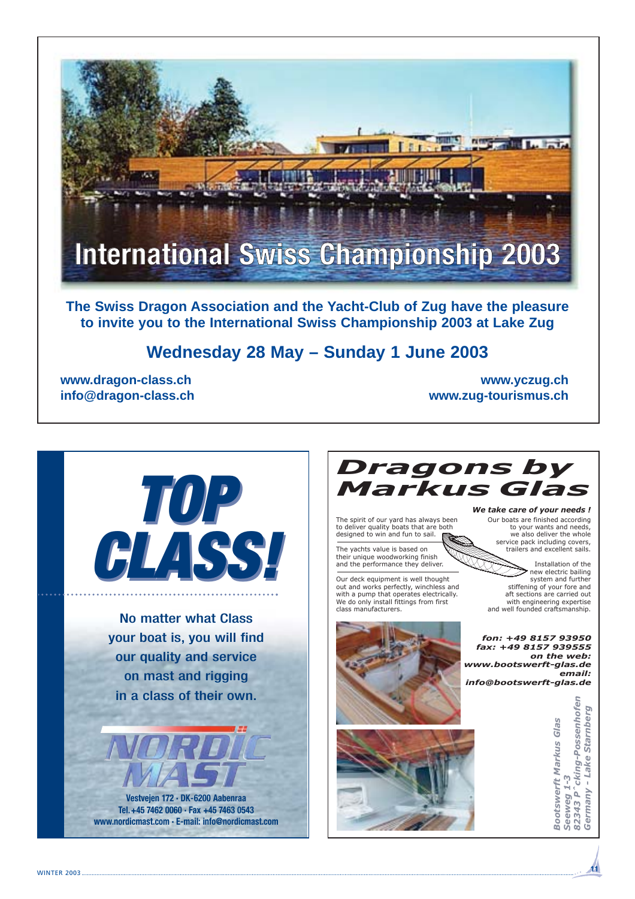# International Swiss Championship 2003

**The Swiss Dragon Association and the Yacht-Club of Zug have the pleasure to invite you to the International Swiss Championship 2003 at Lake Zug**

## Wednesday 28 May – Sunday 1 June 2003

**www.dragon-class.ch**
**info@dragon-class.ch**

**www.yczug.ch**
**www.zug-tourismus.ch**

---

# TOP CLASS!

**No matter what Class your boat is, you will find our quality and service on mast and rigging in a class of their own.**

**NORDIC MAST**

**Vestvejen 172 · DK-6200 Aabenraa**
**Tel. +45 7462 0060 · Fax +45 7463 0543**
**www.nordicmast.com · E-mail: info@nordicmast.com**

---

# *Dragons by Markus Glas*

***We take care of your needs !***

The spirit of our yard has always been to deliver quality boats that are both designed to win and fun to sail.

The yachts value is based on their unique woodworking finish and the performance they deliver.

Our deck equipment is well thought out and works perfectly, winchless and with a pump that operates electrically. We do only install fittings from first class manufacturers.

Our boats are finished according to your wants and needs, we also deliver the whole service pack including covers, trailers and excellent sails.

Installation of the new electric bailing system and further stiffening of your fore and aft sections are carried out with engineering expertise and well founded craftsmanship.

***fon: +49 8157 93950***
***fax: +49 8157 939555***
***on the web:***
***www.bootswerft-glas.de***
***email:***
***info@bootswerft-glas.de***

***Bootswerft Markus Glas***
***Seeweg 1-3***
***82343 P¨cking-Possenhofen***
***Germany - Lake Starnberg***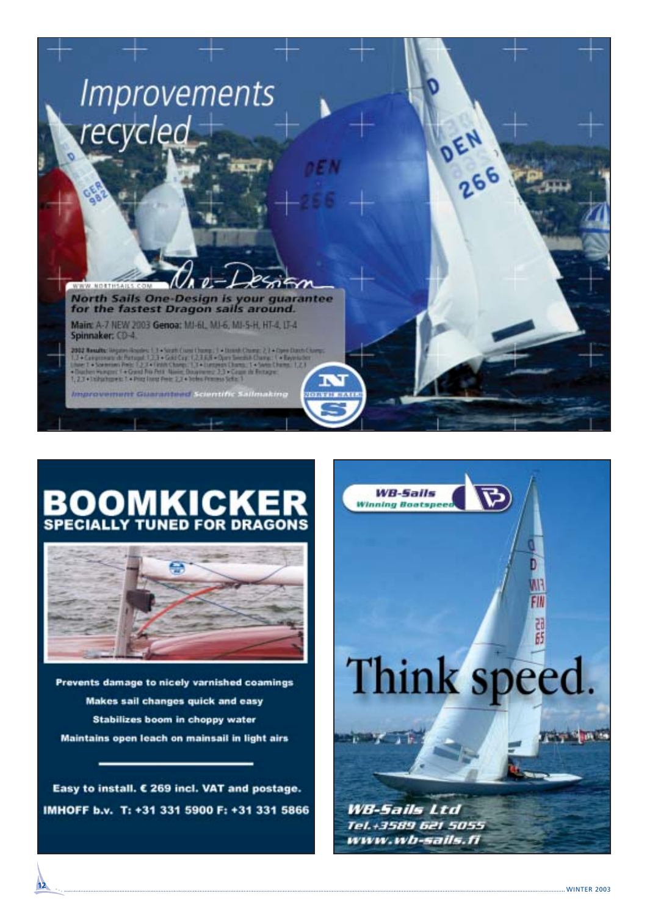# Improvements recycled

WWW.NORTHSAILS.COM

One-Design

**North Sails One-Design is your guarantee for the fastest Dragon sails around.**

**Main:** A-7 NEW 2003 **Genoa:** MJ-6L, MJ-6, MJ-5-H, HT-4, LT-4
**Spinnaker:** CD-4

**2002 Results:** Régates Royales: 1, 3 • South Coast Champ.: 1 • Danish Champ.: 2, 3 • Open Dutch Champ.: 1, 2 • Campeonato de Portugal: 1, 2, 3 • Gold Cup: 1, 2, 3, 6, 8 • Open Swedish Champ.: 1 • Bayerischer Löwe: 1 • Sonnenes Preis: 1, 2, 3 • Finnish Champ.: 1, 3 • European Champ.: 1 • Swiss Champ.: 1, 2, 3 • Drachen Hungaria: 1 • Grand Prix Petit Navire, Douarnenez: 2, 3 • Coupe de Bretagne: 1, 2, 3 • Steinhuder Meer: 1 • Prinz Franz Preis: 2, 3 • Volvo Princess Sofia: 1

*Improvement Guaranteed* Scientific Sailmaking

NORTH SAILS

# BOOMKICKER

## SPECIALLY TUNED FOR DRAGONS

**Prevents damage to nicely varnished coamings**

**Makes sail changes quick and easy**

**Stabilizes boom in choppy water**

**Maintains open leach on mainsail in light airs**

**Easy to install. € 269 incl. VAT and postage.**

**IMHOFF b.v. T: +31 331 5900 F: +31 331 5866**

**WB-Sails**
*Winning Boatspeed*

# Think speed.

***WB-Sails Ltd***
***Tel.+3589 621 5055***
***www.wb-sails.fi***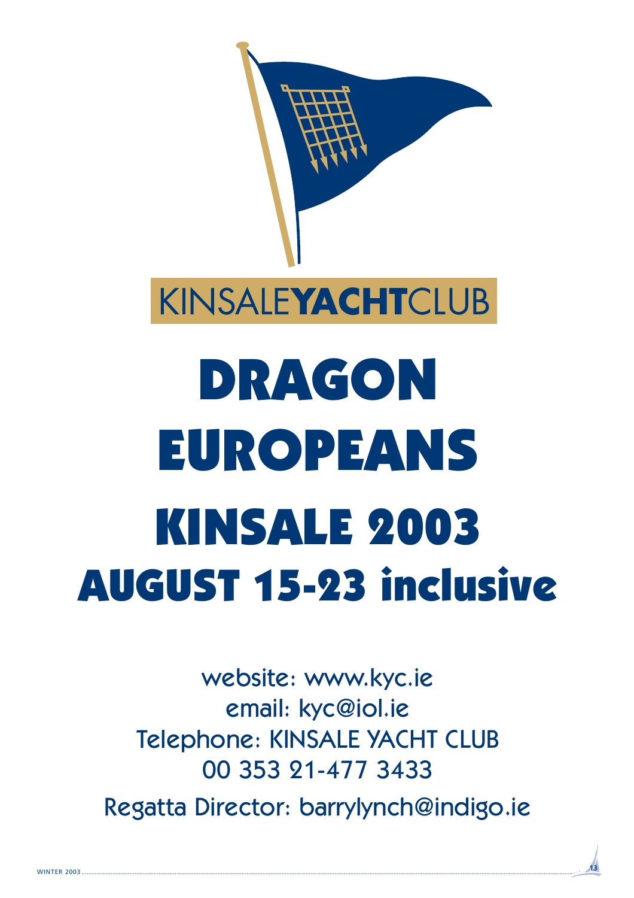KINSALE**YACHT**CLUB

# DRAGON EUROPEANS

# KINSALE 2003

## AUGUST 15-23 inclusive

website: www.kyc.ie

email: kyc@iol.ie

Telephone: KINSALE YACHT CLUB

00 353 21-477 3433

Regatta Director: barrylynch@indigo.ie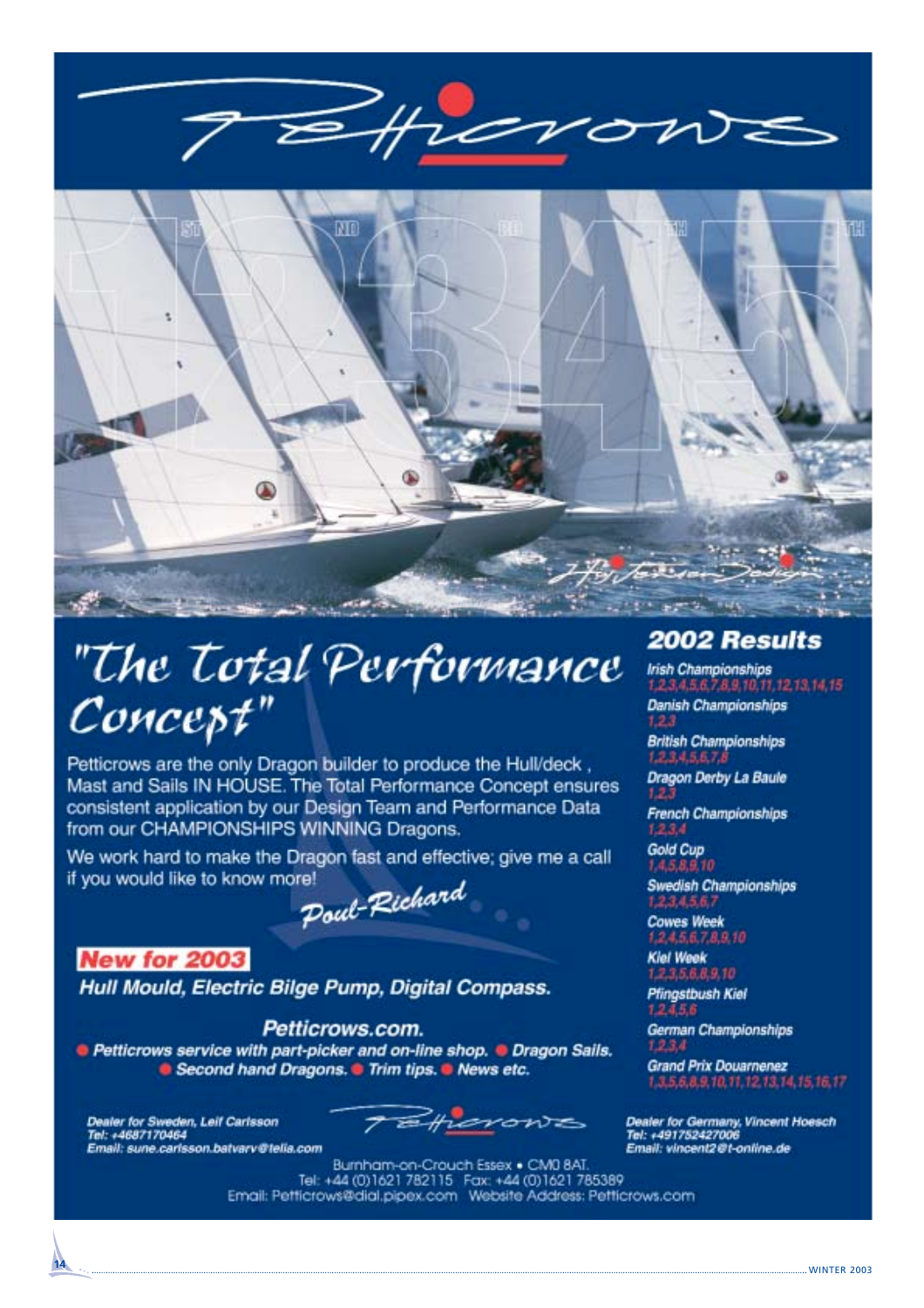# Petticrows

# "The Total Performance Concept"

Petticrows are the only Dragon builder to produce the Hull/deck , Mast and Sails IN HOUSE. The Total Performance Concept ensures consistent application by our Design Team and Performance Data from our CHAMPIONSHIPS WINNING Dragons.

We work hard to make the Dragon fast and effective; give me a call if you would like to know more!

*Poul-Richard*

**New for 2003**

***Hull Mould, Electric Bilge Pump, Digital Compass.***

***Petticrows.com.***

***• Petticrows service with part-picker and on-line shop. • Dragon Sails. • Second hand Dragons. • Trim tips. • News etc.***

## 2002 Results

*Irish Championships*
*1,2,3,4,5,6,7,8,9,10,11,12,13,14,15*

*Danish Championships*
*1,2,3*

*British Championships*
*1,2,3,4,5,6,7,8*

*Dragon Derby La Baule*
*1,2,3*

*French Championships*
*1,2,3,4*

*Gold Cup*
*1,4,5,8,9,10*

*Swedish Championships*
*1,2,3,4,5,6,7*

*Cowes Week*
*1,2,4,5,6,7,8,9,10*

*Kiel Week*
*1,2,3,5,6,8,9,10*

*Pfingstbush Kiel*
*1,2,4,5,6*

*German Championships*
*1,2,3,4*

*Grand Prix Douarnenez*
*1,3,5,6,8,9,10,11,12,13,14,15,16,17*

***Dealer for Sweden, Leif Carlsson***
***Tel: +4687170464***
***Email: sune.carlsson.batvarv@telia.com***

***Dealer for Germany, Vincent Hoesch***
***Tel: +491752427006***
***Email: vincent2@t-online.de***

Burnham-on-Crouch Essex • CM0 8AT.
Tel: +44 (0)1621 782115 Fax: +44 (0)1621 785389
Email: Petticrows@dial.pipex.com Website Address: Petticrows.com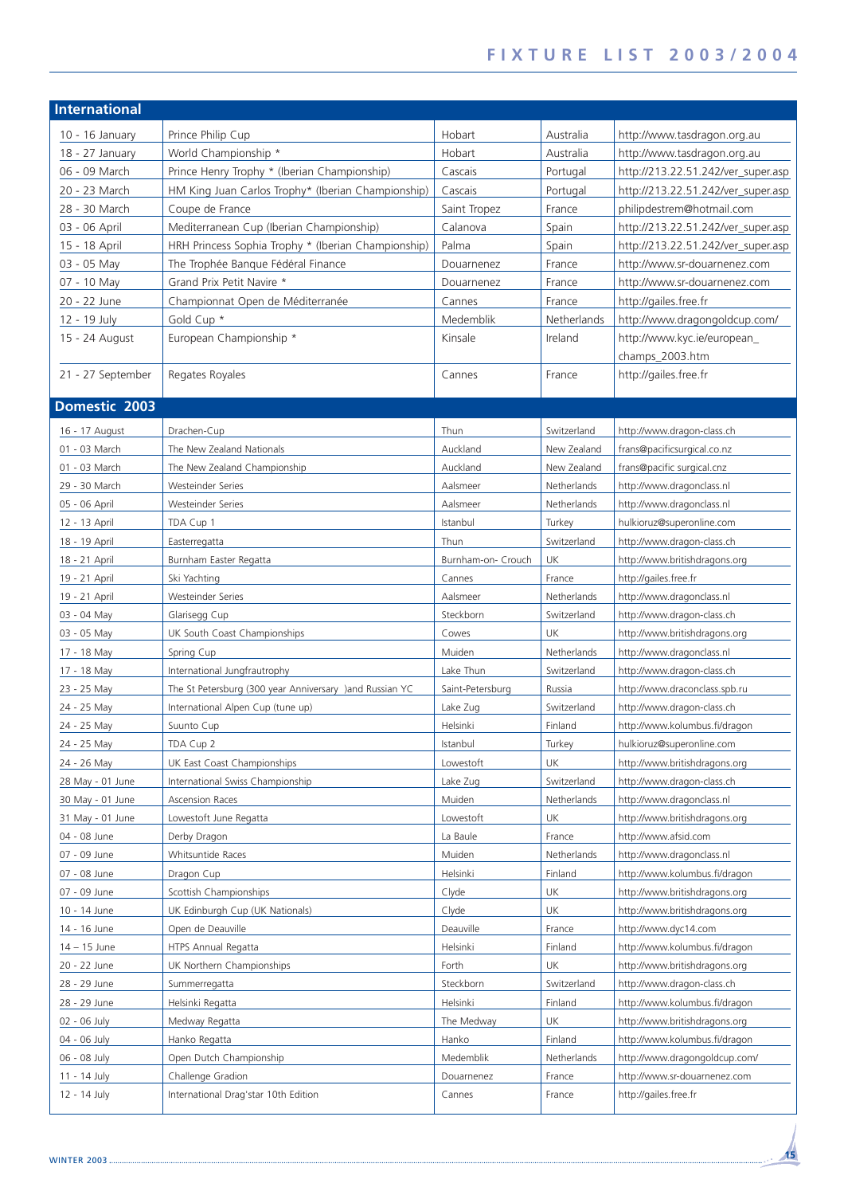# FIXTURE LIST 2003/2004

## International

| Date | Event | Venue | Country | Contact |
|---|---|---|---|---|
| 10 - 16 January | Prince Philip Cup | Hobart | Australia | http://www.tasdragon.org.au |
| 18 - 27 January | World Championship * | Hobart | Australia | http://www.tasdragon.org.au |
| 06 - 09 March | Prince Henry Trophy * (Iberian Championship) | Cascais | Portugal | http://213.22.51.242/ver_super.asp |
| 20 - 23 March | HM King Juan Carlos Trophy* (Iberian Championship) | Cascais | Portugal | http://213.22.51.242/ver_super.asp |
| 28 - 30 March | Coupe de France | Saint Tropez | France | philipdestrem@hotmail.com |
| 03 - 06 April | Mediterranean Cup (Iberian Championship) | Calanova | Spain | http://213.22.51.242/ver_super.asp |
| 15 - 18 April | HRH Princess Sophia Trophy * (Iberian Championship) | Palma | Spain | http://213.22.51.242/ver_super.asp |
| 03 - 05 May | The Trophée Banque Fédéral Finance | Douarnenez | France | http://www.sr-douarnenez.com |
| 07 - 10 May | Grand Prix Petit Navire * | Douarnenez | France | http://www.sr-douarnenez.com |
| 20 - 22 June | Championnat Open de Méditerranée | Cannes | France | http://gailes.free.fr |
| 12 - 19 July | Gold Cup * | Medemblik | Netherlands | http://www.dragongoldcup.com/ |
| 15 - 24 August | European Championship * | Kinsale | Ireland | http://www.kyc.ie/european_champs_2003.htm |
| 21 - 27 September | Regates Royales | Cannes | France | http://gailes.free.fr |

## Domestic 2003

| Date | Event | Venue | Country | Contact |
|---|---|---|---|---|
| 16 - 17 August | Drachen-Cup | Thun | Switzerland | http://www.dragon-class.ch |
| 01 - 03 March | The New Zealand Nationals | Auckland | New Zealand | frans@pacificsurgical.co.nz |
| 01 - 03 March | The New Zealand Championship | Auckland | New Zealand | frans@pacific surgical.cnz |
| 29 - 30 March | Westeinder Series | Aalsmeer | Netherlands | http://www.dragonclass.nl |
| 05 - 06 April | Westeinder Series | Aalsmeer | Netherlands | http://www.dragonclass.nl |
| 12 - 13 April | TDA Cup 1 | Istanbul | Turkey | hulkioruz@superonline.com |
| 18 - 19 April | Easterregatta | Thun | Switzerland | http://www.dragon-class.ch |
| 18 - 21 April | Burnham Easter Regatta | Burnham-on- Crouch | UK | http://www.britishdragons.org |
| 19 - 21 April | Ski Yachting | Cannes | France | http://gailes.free.fr |
| 19 - 21 April | Westeinder Series | Aalsmeer | Netherlands | http://www.dragonclass.nl |
| 03 - 04 May | Glarisegg Cup | Steckborn | Switzerland | http://www.dragon-class.ch |
| 03 - 05 May | UK South Coast Championships | Cowes | UK | http://www.britishdragons.org |
| 17 - 18 May | Spring Cup | Muiden | Netherlands | http://www.dragonclass.nl |
| 17 - 18 May | International Jungfrautrophy | Lake Thun | Switzerland | http://www.dragon-class.ch |
| 23 - 25 May | The St Petersburg (300 year Anniversary )and Russian YC | Saint-Petersburg | Russia | http://www.draconclass.spb.ru |
| 24 - 25 May | International Alpen Cup (tune up) | Lake Zug | Switzerland | http://www.dragon-class.ch |
| 24 - 25 May | Suunto Cup | Helsinki | Finland | http://www.kolumbus.fi/dragon |
| 24 - 25 May | TDA Cup 2 | Istanbul | Turkey | hulkioruz@superonline.com |
| 24 - 26 May | UK East Coast Championships | Lowestoft | UK | http://www.britishdragons.org |
| 28 May - 01 June | International Swiss Championship | Lake Zug | Switzerland | http://www.dragon-class.ch |
| 30 May - 01 June | Ascension Races | Muiden | Netherlands | http://www.dragonclass.nl |
| 31 May - 01 June | Lowestoft June Regatta | Lowestoft | UK | http://www.britishdragons.org |
| 04 - 08 June | Derby Dragon | La Baule | France | http://www.afsid.com |
| 07 - 09 June | Whitsuntide Races | Muiden | Netherlands | http://www.dragonclass.nl |
| 07 - 08 June | Dragon Cup | Helsinki | Finland | http://www.kolumbus.fi/dragon |
| 07 - 09 June | Scottish Championships | Clyde | UK | http://www.britishdragons.org |
| 10 - 14 June | UK Edinburgh Cup (UK Nationals) | Clyde | UK | http://www.britishdragons.org |
| 14 - 16 June | Open de Deauville | Deauville | France | http://www.dyc14.com |
| 14 – 15 June | HTPS Annual Regatta | Helsinki | Finland | http://www.kolumbus.fi/dragon |
| 20 - 22 June | UK Northern Championships | Forth | UK | http://www.britishdragons.org |
| 28 - 29 June | Summerregatta | Steckborn | Switzerland | http://www.dragon-class.ch |
| 28 - 29 June | Helsinki Regatta | Helsinki | Finland | http://www.kolumbus.fi/dragon |
| 02 - 06 July | Medway Regatta | The Medway | UK | http://www.britishdragons.org |
| 04 - 06 July | Hanko Regatta | Hanko | Finland | http://www.kolumbus.fi/dragon |
| 06 - 08 July | Open Dutch Championship | Medemblik | Netherlands | http://www.dragongoldcup.com/ |
| 11 - 14 July | Challenge Gradion | Douarnenez | France | http://www.sr-douarnenez.com |
| 12 - 14 July | International Drag'star 10th Edition | Cannes | France | http://gailes.free.fr |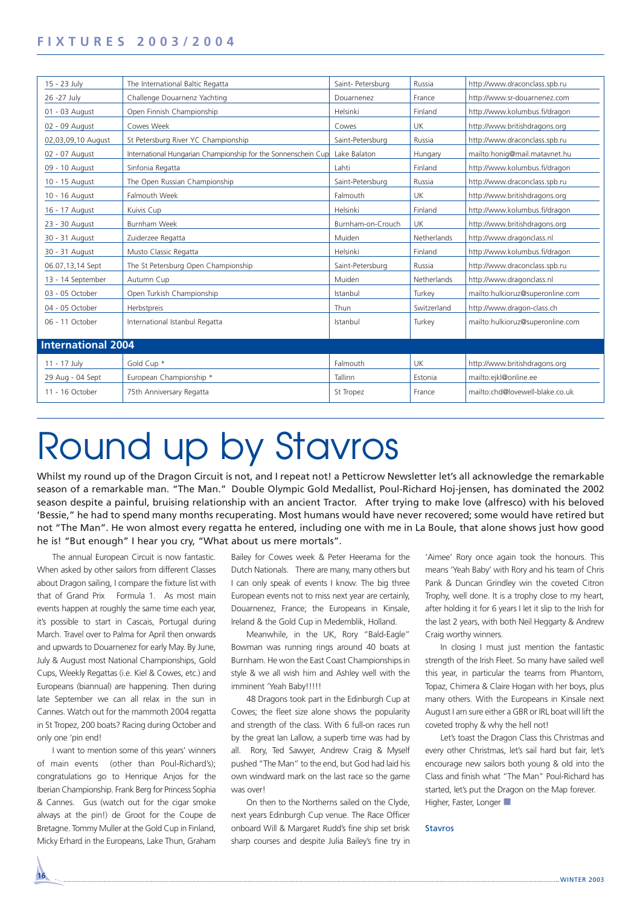## FIXTURES 2003/2004

| | | | | |
|---|---|---|---|---|
| 15 - 23 July | The International Baltic Regatta | Saint- Petersburg | Russia | http://www.draconclass.spb.ru |
| 26 -27 July | Challenge Douarnenz Yachting | Douarnenez | France | http://www.sr-douarnenez.com |
| 01 - 03 August | Open Finnish Championship | Helsinki | Finland | http://www.kolumbus.fi/dragon |
| 02 - 09 August | Cowes Week | Cowes | UK | http://www.britishdragons.org |
| 02,03,09,10 August | St Petersburg River YC Championship | Saint-Petersburg | Russia | http://www.draconclass.spb.ru |
| 02 - 07 August | International Hungarian Championship for the Sonnenschein Cup | Lake Balaton | Hungary | mailto:honig@mail.matavnet.hu |
| 09 - 10 August | Sinfonia Regatta | Lahti | Finland | http://www.kolumbus.fi/dragon |
| 10 - 15 August | The Open Russian Championship | Saint-Petersburg | Russia | http://www.draconclass.spb.ru |
| 10 - 16 August | Falmouth Week | Falmouth | UK | http://www.britishdragons.org |
| 16 - 17 August | Kuivis Cup | Helsinki | Finland | http://www.kolumbus.fi/dragon |
| 23 - 30 August | Burnham Week | Burnham-on-Crouch | UK | http://www.britishdragons.org |
| 30 - 31 August | Zuiderzee Regatta | Muiden | Netherlands | http://www.dragonclass.nl |
| 30 - 31 August | Musto Classic Regatta | Helsinki | Finland | http://www.kolumbus.fi/dragon |
| 06.07,13,14 Sept | The St Petersburg Open Championship | Saint-Petersburg | Russia | http://www.draconclass.spb.ru |
| 13 - 14 September | Autumn Cup | Muiden | Netherlands | http://www.dragonclass.nl |
| 03 - 05 October | Open Turkish Championship | Istanbul | Turkey | mailto:hulkioruz@superonline.com |
| 04 - 05 October | Herbstpreis | Thun | Switzerland | http://www.dragon-class.ch |
| 06 - 11 October | International Istanbul Regatta | Istanbul | Turkey | mailto:hulkioruz@superonline.com |
| **International 2004** | | | | |
| 11 - 17 July | Gold Cup * | Falmouth | UK | http://www.britishdragons.org |
| 29 Aug - 04 Sept | European Championship * | Tallinn | Estonia | mailto:ejkl@online.ee |
| 11 - 16 October | 75th Anniversary Regatta | St Tropez | France | mailto:chd@lovewell-blake.co.uk |

# Round up by Stavros

Whilst my round up of the Dragon Circuit is not, and I repeat not! a Petticrow Newsletter let's all acknowledge the remarkable season of a remarkable man. "The Man." Double Olympic Gold Medallist, Poul-Richard Hoj-jensen, has dominated the 2002 season despite a painful, bruising relationship with an ancient Tractor. After trying to make love (alfresco) with his beloved 'Bessie," he had to spend many months recuperating. Most humans would have never recovered; some would have retired but not "The Man". He won almost every regatta he entered, including one with me in La Boule, that alone shows just how good he is! "But enough" I hear you cry, "What about us mere mortals".

The annual European Circuit is now fantastic. When asked by other sailors from different Classes about Dragon sailing, I compare the fixture list with that of Grand Prix Formula 1. As most main events happen at roughly the same time each year, it's possible to start in Cascais, Portugal during March. Travel over to Palma for April then onwards and upwards to Douarnenez for early May. By June, July & August most National Championships, Gold Cups, Weekly Regattas (i.e. Kiel & Cowes, etc.) and Europeans (biannual) are happening. Then during late September we can all relax in the sun in Cannes. Watch out for the mammoth 2004 regatta in St Tropez, 200 boats? Racing during October and only one 'pin end!

I want to mention some of this years' winners of main events (other than Poul-Richard's); congratulations go to Henrique Anjos for the Iberian Championship. Frank Berg for Princess Sophia & Cannes. Gus (watch out for the cigar smoke always at the pin!) de Groot for the Coupe de Bretagne. Tommy Muller at the Gold Cup in Finland, Micky Erhard in the Europeans, Lake Thun, Graham Bailey for Cowes week & Peter Heerama for the Dutch Nationals. There are many, many others but I can only speak of events I know. The big three European events not to miss next year are certainly, Douarnenez, France; the Europeans in Kinsale, Ireland & the Gold Cup in Medemblik, Holland.

Meanwhile, in the UK, Rory "Bald-Eagle" Bowman was running rings around 40 boats at Burnham. He won the East Coast Championships in style & we all wish him and Ashley well with the imminent 'Yeah Baby!!!!!

48 Dragons took part in the Edinburgh Cup at Cowes; the fleet size alone shows the popularity and strength of the class. With 6 full-on races run by the great Ian Lallow, a superb time was had by all. Rory, Ted Sawyer, Andrew Craig & Myself pushed "The Man" to the end, but God had laid his own windward mark on the last race so the game was over!

On then to the Northerns sailed on the Clyde, next years Edinburgh Cup venue. The Race Officer onboard Will & Margaret Rudd's fine ship set brisk sharp courses and despite Julia Bailey's fine try in 'Aimee' Rory once again took the honours. This means 'Yeah Baby' with Rory and his team of Chris Pank & Duncan Grindley win the coveted Citron Trophy, well done. It is a trophy close to my heart, after holding it for 6 years I let it slip to the Irish for the last 2 years, with both Neil Heggarty & Andrew Craig worthy winners.

In closing I must just mention the fantastic strength of the Irish Fleet. So many have sailed well this year, in particular the teams from Phantom, Topaz, Chimera & Claire Hogan with her boys, plus many others. With the Europeans in Kinsale next August I am sure either a GBR or IRL boat will lift the coveted trophy & why the hell not!

Let's toast the Dragon Class this Christmas and every other Christmas, let's sail hard but fair, let's encourage new sailors both young & old into the Class and finish what "The Man" Poul-Richard has started, let's put the Dragon on the Map forever. Higher, Faster, Longer ■

**Stavros**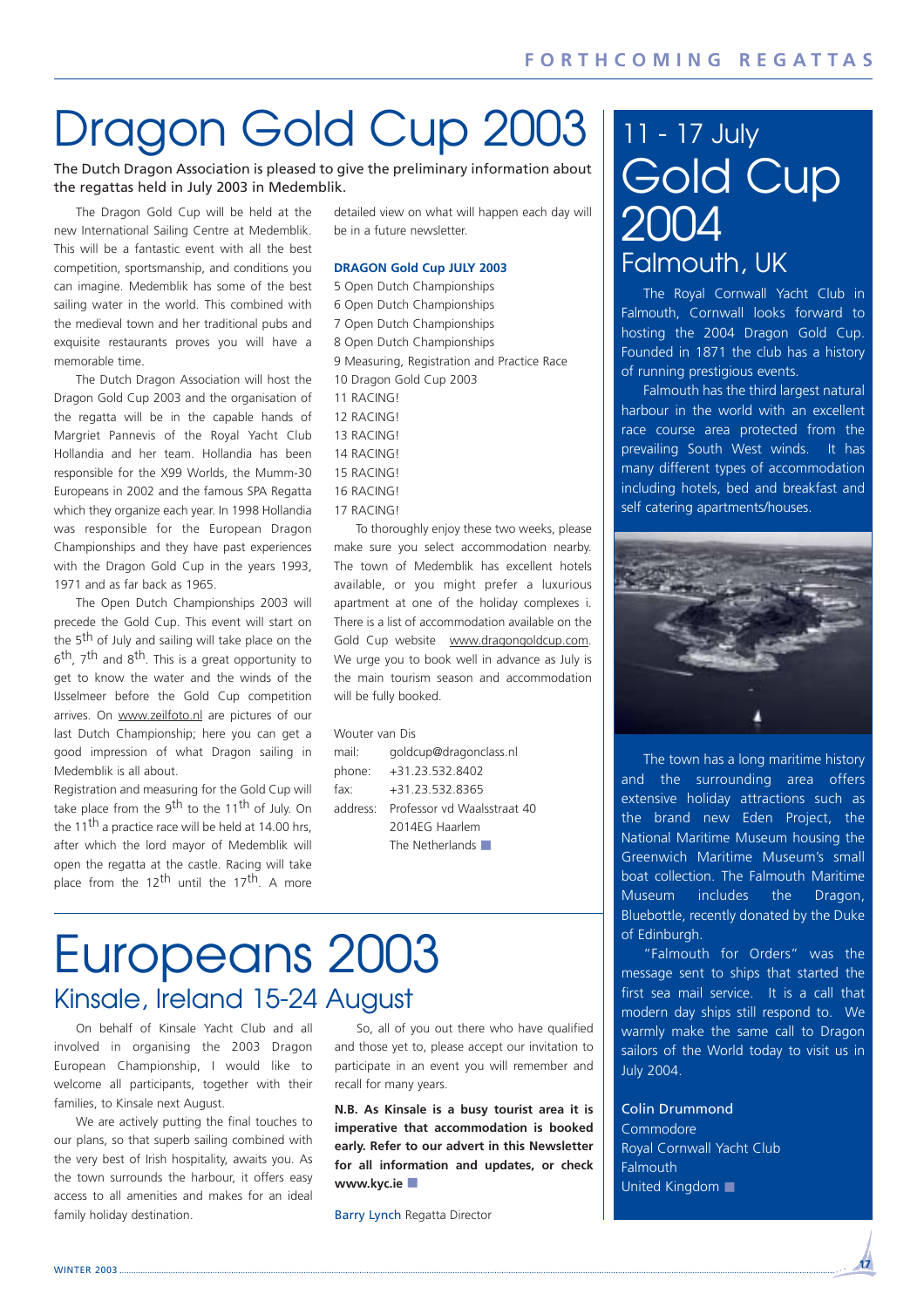# Dragon Gold Cup 2003

The Dutch Dragon Association is pleased to give the preliminary information about the regattas held in July 2003 in Medemblik.

The Dragon Gold Cup will be held at the new International Sailing Centre at Medemblik. This will be a fantastic event with all the best competition, sportsmanship, and conditions you can imagine. Medemblik has some of the best sailing water in the world. This combined with the medieval town and her traditional pubs and exquisite restaurants proves you will have a memorable time.

The Dutch Dragon Association will host the Dragon Gold Cup 2003 and the organisation of the regatta will be in the capable hands of Margriet Pannevis of the Royal Yacht Club Hollandia and her team. Hollandia has been responsible for the X99 Worlds, the Mumm-30 Europeans in 2002 and the famous SPA Regatta which they organize each year. In 1998 Hollandia was responsible for the European Dragon Championships and they have past experiences with the Dragon Gold Cup in the years 1993, 1971 and as far back as 1965.

The Open Dutch Championships 2003 will precede the Gold Cup. This event will start on the 5th of July and sailing will take place on the 6th, 7th and 8th. This is a great opportunity to get to know the water and the winds of the IJsselmeer before the Gold Cup competition arrives. On www.zeilfoto.nl are pictures of our last Dutch Championship; here you can get a good impression of what Dragon sailing in Medemblik is all about.

Registration and measuring for the Gold Cup will take place from the 9th to the 11th of July. On the 11th a practice race will be held at 14.00 hrs, after which the lord mayor of Medemblik will open the regatta at the castle. Racing will take place from the 12th until the 17th. A more detailed view on what will happen each day will be in a future newsletter.

**DRAGON Gold Cup JULY 2003**

5 Open Dutch Championships
6 Open Dutch Championships
7 Open Dutch Championships
8 Open Dutch Championships
9 Measuring, Registration and Practice Race
10 Dragon Gold Cup 2003
11 RACING!
12 RACING!
13 RACING!
14 RACING!
15 RACING!
16 RACING!
17 RACING!

To thoroughly enjoy these two weeks, please make sure you select accommodation nearby. The town of Medemblik has excellent hotels available, or you might prefer a luxurious apartment at one of the holiday complexes i. There is a list of accommodation available on the Gold Cup website www.dragongoldcup.com. We urge you to book well in advance as July is the main tourism season and accommodation will be fully booked.

Wouter van Dis
mail: goldcup@dragonclass.nl
phone: +31.23.532.8402
fax: +31.23.532.8365
address: Professor vd Waalsstraat 40
2014EG Haarlem
The Netherlands

# Europeans 2003

## Kinsale, Ireland 15-24 August

On behalf of Kinsale Yacht Club and all involved in organising the 2003 Dragon European Championship, I would like to welcome all participants, together with their families, to Kinsale next August.

We are actively putting the final touches to our plans, so that superb sailing combined with the very best of Irish hospitality, awaits you. As the town surrounds the harbour, it offers easy access to all amenities and makes for an ideal family holiday destination.

So, all of you out there who have qualified and those yet to, please accept our invitation to participate in an event you will remember and recall for many years.

**N.B. As Kinsale is a busy tourist area it is imperative that accommodation is booked early. Refer to our advert in this Newsletter for all information and updates, or check www.kyc.ie**

Barry Lynch Regatta Director

# 11 - 17 July Gold Cup 2004

## Falmouth, UK

The Royal Cornwall Yacht Club in Falmouth, Cornwall looks forward to hosting the 2004 Dragon Gold Cup. Founded in 1871 the club has a history of running prestigious events.

Falmouth has the third largest natural harbour in the world with an excellent race course area protected from the prevailing South West winds. It has many different types of accommodation including hotels, bed and breakfast and self catering apartments/houses.

The town has a long maritime history and the surrounding area offers extensive holiday attractions such as the brand new Eden Project, the National Maritime Museum housing the Greenwich Maritime Museum's small boat collection. The Falmouth Maritime Museum includes the Dragon, Bluebottle, recently donated by the Duke of Edinburgh.

"Falmouth for Orders" was the message sent to ships that started the first sea mail service. It is a call that modern day ships still respond to. We warmly make the same call to Dragon sailors of the World today to visit us in July 2004.

Colin Drummond
Commodore
Royal Cornwall Yacht Club
Falmouth
United Kingdom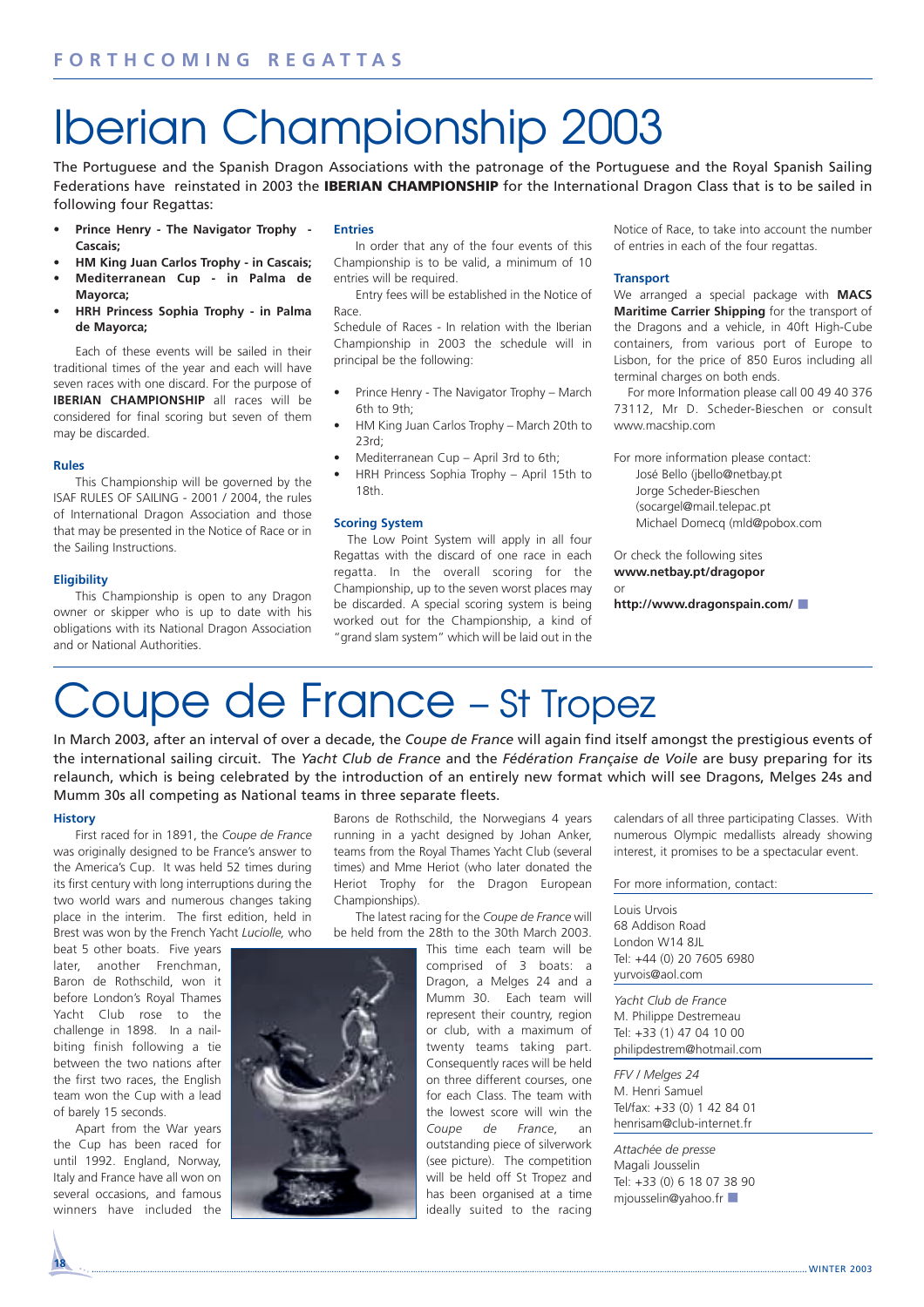# Iberian Championship 2003

The Portuguese and the Spanish Dragon Associations with the patronage of the Portuguese and the Royal Spanish Sailing Federations have reinstated in 2003 the **IBERIAN CHAMPIONSHIP** for the International Dragon Class that is to be sailed in following four Regattas:

- **Prince Henry - The Navigator Trophy - Cascais;**
- **HM King Juan Carlos Trophy - in Cascais;**
- **Mediterranean Cup - in Palma de Mayorca;**
- **HRH Princess Sophia Trophy - in Palma de Mayorca;**

Each of these events will be sailed in their traditional times of the year and each will have seven races with one discard. For the purpose of **IBERIAN CHAMPIONSHIP** all races will be considered for final scoring but seven of them may be discarded.

### Rules

This Championship will be governed by the ISAF RULES OF SAILING - 2001 / 2004, the rules of International Dragon Association and those that may be presented in the Notice of Race or in the Sailing Instructions.

### Eligibility

This Championship is open to any Dragon owner or skipper who is up to date with his obligations with its National Dragon Association and or National Authorities.

### Entries

In order that any of the four events of this Championship is to be valid, a minimum of 10 entries will be required.

Entry fees will be established in the Notice of Race.

Schedule of Races - In relation with the Iberian Championship in 2003 the schedule will in principal be the following:

- Prince Henry - The Navigator Trophy – March 6th to 9th;
- HM King Juan Carlos Trophy – March 20th to 23rd;
- Mediterranean Cup – April 3rd to 6th;
- HRH Princess Sophia Trophy – April 15th to 18th.

### Scoring System

The Low Point System will apply in all four Regattas with the discard of one race in each regatta. In the overall scoring for the Championship, up to the seven worst places may be discarded. A special scoring system is being worked out for the Championship, a kind of "grand slam system" which will be laid out in the Notice of Race, to take into account the number of entries in each of the four regattas.

### Transport

We arranged a special package with **MACS Maritime Carrier Shipping** for the transport of the Dragons and a vehicle, in 40ft High-Cube containers, from various port of Europe to Lisbon, for the price of 850 Euros including all terminal charges on both ends.

For more Information please call 00 49 40 376 73112, Mr D. Scheder-Bieschen or consult www.macship.com

For more information please contact:
José Bello (jbello@netbay.pt
Jorge Scheder-Bieschen
(socargel@mail.telepac.pt
Michael Domecq (mld@pobox.com

Or check the following sites
**www.netbay.pt/dragopor**
or
**http://www.dragonspain.com/**

# Coupe de France – St Tropez

In March 2003, after an interval of over a decade, the *Coupe de France* will again find itself amongst the prestigious events of the international sailing circuit. The *Yacht Club de France* and the *Fédération Française de Voile* are busy preparing for its relaunch, which is being celebrated by the introduction of an entirely new format which will see Dragons, Melges 24s and Mumm 30s all competing as National teams in three separate fleets.

### History

First raced for in 1891, the *Coupe de France* was originally designed to be France's answer to the America's Cup. It was held 52 times during its first century with long interruptions during the two world wars and numerous changes taking place in the interim. The first edition, held in Brest was won by the French Yacht *Luciolle,* who beat 5 other boats. Five years later, another Frenchman, Baron de Rothschild, won it before London's Royal Thames Yacht Club rose to the challenge in 1898. In a nail-biting finish following a tie between the two nations after the first two races, the English team won the Cup with a lead of barely 15 seconds.

Apart from the War years the Cup has been raced for until 1992. England, Norway, Italy and France have all won on several occasions, and famous winners have included the Barons de Rothschild, the Norwegians 4 years running in a yacht designed by Johan Anker, teams from the Royal Thames Yacht Club (several times) and Mme Heriot (who later donated the Heriot Trophy for the Dragon European Championships).

The latest racing for the *Coupe de France* will be held from the 28th to the 30th March 2003. This time each team will be comprised of 3 boats: a Dragon, a Melges 24 and a Mumm 30. Each team will represent their country, region or club, with a maximum of twenty teams taking part. Consequently races will be held on three different courses, one for each Class. The team with the lowest score will win the *Coupe de France*, an outstanding piece of silverwork (see picture). The competition will be held off St Tropez and has been organised at a time ideally suited to the racing calendars of all three participating Classes. With numerous Olympic medallists already showing interest, it promises to be a spectacular event.

For more information, contact:

Louis Urvois
68 Addison Road
London W14 8JL
Tel: +44 (0) 20 7605 6980
yurvois@aol.com

*Yacht Club de France*
M. Philippe Destremeau
Tel: +33 (1) 47 04 10 00
philipdestrem@hotmail.com

*FFV / Melges 24*
M. Henri Samuel
Tel/fax: +33 (0) 1 42 84 01
henrisam@club-internet.fr

*Attachée de presse*
Magali Jousselin
Tel: +33 (0) 6 18 07 38 90
mjousselin@yahoo.fr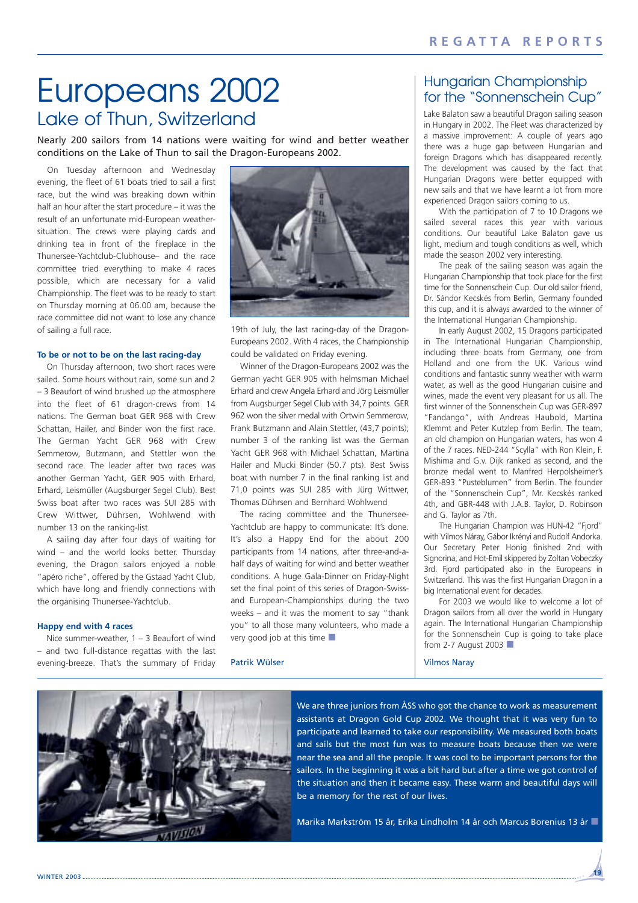# Europeans 2002

## Lake of Thun, Switzerland

Nearly 200 sailors from 14 nations were waiting for wind and better weather conditions on the Lake of Thun to sail the Dragon-Europeans 2002.

On Tuesday afternoon and Wednesday evening, the fleet of 61 boats tried to sail a first race, but the wind was breaking down within half an hour after the start procedure – it was the result of an unfortunate mid-European weather-situation. The crews were playing cards and drinking tea in front of the fireplace in the Thunersee-Yachtclub-Clubhouse– and the race committee tried everything to make 4 races possible, which are necessary for a valid Championship. The fleet was to be ready to start on Thursday morning at 06.00 am, because the race committee did not want to lose any chance of sailing a full race.

### To be or not to be on the last racing-day

On Thursday afternoon, two short races were sailed. Some hours without rain, some sun and 2 – 3 Beaufort of wind brushed up the atmosphere into the fleet of 61 dragon-crews from 14 nations. The German boat GER 968 with Crew Schattan, Hailer, and Binder won the first race. The German Yacht GER 968 with Crew Semmerow, Butzmann, and Stettler won the second race. The leader after two races was another German Yacht, GER 905 with Erhard, Erhard, Leismüller (Augsburger Segel Club). Best Swiss boat after two races was SUI 285 with Crew Wittwer, Dührsen, Wohlwend with number 13 on the ranking-list.

A sailing day after four days of waiting for wind – and the world looks better. Thursday evening, the Dragon sailors enjoyed a noble "apéro riche", offered by the Gstaad Yacht Club, which have long and friendly connections with the organising Thunersee-Yachtclub.

### Happy end with 4 races

Nice summer-weather, 1 – 3 Beaufort of wind – and two full-distance regattas with the last evening-breeze. That's the summary of Friday 19th of July, the last racing-day of the Dragon-Europeans 2002. With 4 races, the Championship could be validated on Friday evening.

Winner of the Dragon-Europeans 2002 was the German yacht GER 905 with helmsman Michael Erhard and crew Angela Erhard and Jörg Leismüller from Augsburger Segel Club with 34,7 points. GER 962 won the silver medal with Ortwin Semmerow, Frank Butzmann and Alain Stettler, (43,7 points); number 3 of the ranking list was the German Yacht GER 968 with Michael Schattan, Martina Hailer and Mucki Binder (50.7 pts). Best Swiss boat with number 7 in the final ranking list and 71,0 points was SUI 285 with Jürg Wittwer, Thomas Dührsen and Bernhard Wohlwend

The racing committee and the Thunersee-Yachtclub are happy to communicate: It's done. It's also a Happy End for the about 200 participants from 14 nations, after three-and-a-half days of waiting for wind and better weather conditions. A huge Gala-Dinner on Friday-Night set the final point of this series of Dragon-Swiss- and European-Championships during the two weeks – and it was the moment to say "thank you" to all those many volunteers, who made a very good job at this time

Patrik Wülser

## Hungarian Championship for the "Sonnenschein Cup"

Lake Balaton saw a beautiful Dragon sailing season in Hungary in 2002. The Fleet was characterized by a massive improvement: A couple of years ago there was a huge gap between Hungarian and foreign Dragons which has disappeared recently. The development was caused by the fact that Hungarian Dragons were better equipped with new sails and that we have learnt a lot from more experienced Dragon sailors coming to us.

With the participation of 7 to 10 Dragons we sailed several races this year with various conditions. Our beautiful Lake Balaton gave us light, medium and tough conditions as well, which made the season 2002 very interesting.

The peak of the sailing season was again the Hungarian Championship that took place for the first time for the Sonnenschein Cup. Our old sailor friend, Dr. Sándor Kecskés from Berlin, Germany founded this cup, and it is always awarded to the winner of the International Hungarian Championship.

In early August 2002, 15 Dragons participated in The International Hungarian Championship, including three boats from Germany, one from Holland and one from the UK. Various wind conditions and fantastic sunny weather with warm water, as well as the good Hungarian cuisine and wines, made the event very pleasant for us all. The first winner of the Sonnenschein Cup was GER-897 "Fandango", with Andreas Haubold, Martina Klemmt and Peter Kutzlep from Berlin. The team, an old champion on Hungarian waters, has won 4 of the 7 races. NED-244 "Scylla" with Ron Klein, F. Mishima and G.v. Dijk ranked as second, and the bronze medal went to Manfred Herpolsheimer's GER-893 "Pusteblumen" from Berlin. The founder of the "Sonnenschein Cup", Mr. Kecskés ranked 4th, and GBR-448 with J.A.B. Taylor, D. Robinson and G. Taylor as 7th.

The Hungarian Champion was HUN-42 "Fjord" with Vilmos Náray, Gábor Ikrényi and Rudolf Andorka. Our Secretary Peter Honig finished 2nd with Signorina, and Hot-Emil skippered by Zoltan Vobeczky 3rd. Fjord participated also in the Europeans in Switzerland. This was the first Hungarian Dragon in a big International event for decades.

For 2003 we would like to welcome a lot of Dragon sailors from all over the world in Hungary again. The International Hungarian Championship for the Sonnenschein Cup is going to take place from 2-7 August 2003

Vilmos Naray

---

We are three juniors from ÅSS who got the chance to work as measurement assistants at Dragon Gold Cup 2002. We thought that it was very fun to participate and learned to take our responsibility. We measured both boats and sails but the most fun was to measure boats because then we were near the sea and all the people. It was cool to be important persons for the sailors. In the beginning it was a bit hard but after a time we got control of the situation and then it became easy. These warm and beautiful days will be a memory for the rest of our lives.

Marika Markström 15 år, Erika Lindholm 14 år och Marcus Borenius 13 år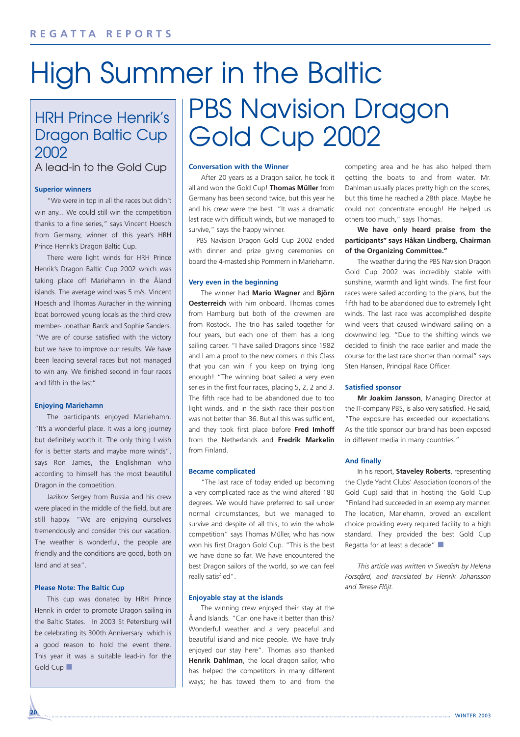# High Summer in the Baltic

## HRH Prince Henrik's Dragon Baltic Cup 2002

### A lead-in to the Gold Cup

**Superior winners**

"We were in top in all the races but didn't win any... We could still win the competition thanks to a fine series," says Vincent Hoesch from Germany, winner of this year's HRH Prince Henrik's Dragon Baltic Cup.

There were light winds for HRH Prince Henrik's Dragon Baltic Cup 2002 which was taking place off Mariehamn in the Åland islands. The average wind was 5 m/s. Vincent Hoesch and Thomas Auracher in the winning boat borrowed young locals as the third crew member- Jonathan Barck and Sophie Sanders. "We are of course satisfied with the victory but we have to improve our results. We have been leading several races but not managed to win any. We finished second in four races and fifth in the last"

**Enjoying Mariehamn**

The participants enjoyed Mariehamn. "It's a wonderful place. It was a long journey but definitely worth it. The only thing I wish for is better starts and maybe more winds", says Ron James, the Englishman who according to himself has the most beautiful Dragon in the competition.

Jazikov Sergey from Russia and his crew were placed in the middle of the field, but are still happy. "We are enjoying ourselves tremendously and consider this our vacation. The weather is wonderful, the people are friendly and the conditions are good, both on land and at sea".

**Please Note: The Baltic Cup**

This cup was donated by HRH Prince Henrik in order to promote Dragon sailing in the Baltic States. In 2003 St Petersburg will be celebrating its 300th Anniversary which is a good reason to hold the event there. This year it was a suitable lead-in for the Gold Cup ■

## PBS Navision Dragon Gold Cup 2002

**Conversation with the Winner**

After 20 years as a Dragon sailor, he took it all and won the Gold Cup! **Thomas Müller** from Germany has been second twice, but this year he and his crew were the best. "It was a dramatic last race with difficult winds, but we managed to survive," says the happy winner.

PBS Navision Dragon Gold Cup 2002 ended with dinner and prize giving ceremonies on board the 4-masted ship Pommern in Mariehamn.

**Very even in the beginning**

The winner had **Mario Wagner** and **Björn Oesterreich** with him onboard. Thomas comes from Hamburg but both of the crewmen are from Rostock. The trio has sailed together for four years, but each one of them has a long sailing career. "I have sailed Dragons since 1982 and I am a proof to the new comers in this Class that you can win if you keep on trying long enough! "The winning boat sailed a very even series in the first four races, placing 5, 2, 2 and 3. The fifth race had to be abandoned due to too light winds, and in the sixth race their position was not better than 36. But all this was sufficient, and they took first place before **Fred Imhoff** from the Netherlands and **Fredrik Markelin** from Finland.

**Became complicated**

"The last race of today ended up becoming a very complicated race as the wind altered 180 degrees. We would have preferred to sail under normal circumstances, but we managed to survive and despite of all this, to win the whole competition" says Thomas Müller, who has now won his first Dragon Gold Cup. "This is the best we have done so far. We have encountered the best Dragon sailors of the world, so we can feel really satisfied".

**Enjoyable stay at the islands**

The winning crew enjoyed their stay at the Åland Islands. "Can one have it better than this? Wonderful weather and a very peaceful and beautiful island and nice people. We have truly enjoyed our stay here". Thomas also thanked **Henrik Dahlman**, the local dragon sailor, who has helped the competitors in many different ways; he has towed them to and from the competing area and he has also helped them getting the boats to and from water. Mr. Dahlman usually places pretty high on the scores, but this time he reached a 28th place. Maybe he could not concentrate enough! He helped us others too much," says Thomas.

**We have only heard praise from the participants" says Håkan Lindberg, Chairman of the Organizing Committee."**

The weather during the PBS Navision Dragon Gold Cup 2002 was incredibly stable with sunshine, warmth and light winds. The first four races were sailed according to the plans, but the fifth had to be abandoned due to extremely light winds. The last race was accomplished despite wind veers that caused windward sailing on a downwind leg. "Due to the shifting winds we decided to finish the race earlier and made the course for the last race shorter than normal" says Sten Hansen, Principal Race Officer.

**Satisfied sponsor**

**Mr Joakim Jansson**, Managing Director at the IT-company PBS, is also very satisfied. He said, "The exposure has exceeded our expectations. As the title sponsor our brand has been exposed in different media in many countries."

**And finally**

In his report, **Staveley Roberts**, representing the Clyde Yacht Clubs' Association (donors of the Gold Cup) said that in hosting the Gold Cup "Finland had succeeded in an exemplary manner. The location, Mariehamn, proved an excellent choice providing every required facility to a high standard. They provided the best Gold Cup Regatta for at least a decade" ■

*This article was written in Swedish by Helena Forsgård, and translated by Henrik Johansson and Terese Flöjt.*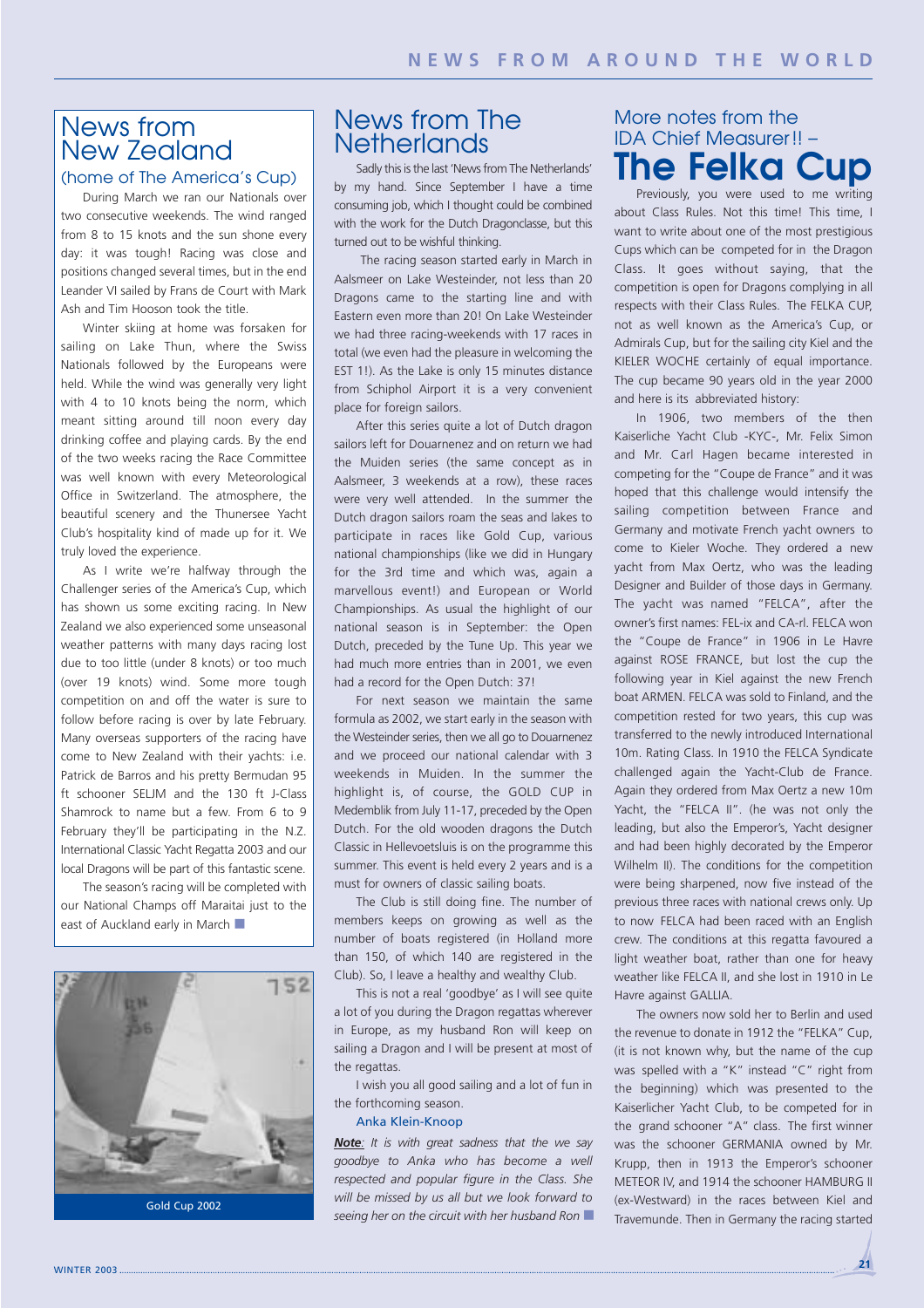## News from New Zealand

### (home of The America's Cup)

During March we ran our Nationals over two consecutive weekends. The wind ranged from 8 to 15 knots and the sun shone every day: it was tough! Racing was close and positions changed several times, but in the end Leander VI sailed by Frans de Court with Mark Ash and Tim Hooson took the title.

Winter skiing at home was forsaken for sailing on Lake Thun, where the Swiss Nationals followed by the Europeans were held. While the wind was generally very light with 4 to 10 knots being the norm, which meant sitting around till noon every day drinking coffee and playing cards. By the end of the two weeks racing the Race Committee was well known with every Meteorological Office in Switzerland. The atmosphere, the beautiful scenery and the Thunersee Yacht Club's hospitality kind of made up for it. We truly loved the experience.

As I write we're halfway through the Challenger series of the America's Cup, which has shown us some exciting racing. In New Zealand we also experienced some unseasonal weather patterns with many days racing lost due to too little (under 8 knots) or too much (over 19 knots) wind. Some more tough competition on and off the water is sure to follow before racing is over by late February. Many overseas supporters of the racing have come to New Zealand with their yachts: i.e. Patrick de Barros and his pretty Bermudan 95 ft schooner SELJM and the 130 ft J-Class Shamrock to name but a few. From 6 to 9 February they'll be participating in the N.Z. International Classic Yacht Regatta 2003 and our local Dragons will be part of this fantastic scene.

The season's racing will be completed with our National Champs off Maraitai just to the east of Auckland early in March ■

Gold Cup 2002

## News from The Netherlands

Sadly this is the last 'News from The Netherlands' by my hand. Since September I have a time consuming job, which I thought could be combined with the work for the Dutch Dragonclasse, but this turned out to be wishful thinking.

The racing season started early in March in Aalsmeer on Lake Westeinder, not less than 20 Dragons came to the starting line and with Eastern even more than 20! On Lake Westeinder we had three racing-weekends with 17 races in total (we even had the pleasure in welcoming the EST 1!). As the Lake is only 15 minutes distance from Schiphol Airport it is a very convenient place for foreign sailors.

After this series quite a lot of Dutch dragon sailors left for Douarnenez and on return we had the Muiden series (the same concept as in Aalsmeer, 3 weekends at a row), these races were very well attended. In the summer the Dutch dragon sailors roam the seas and lakes to participate in races like Gold Cup, various national championships (like we did in Hungary for the 3rd time and which was, again a marvellous event!) and European or World Championships. As usual the highlight of our national season is in September: the Open Dutch, preceded by the Tune Up. This year we had much more entries than in 2001, we even had a record for the Open Dutch: 37!

For next season we maintain the same formula as 2002, we start early in the season with the Westeinder series, then we all go to Douarnenez and we proceed our national calendar with 3 weekends in Muiden. In the summer the highlight is, of course, the GOLD CUP in Medemblik from July 11-17, preceded by the Open Dutch. For the old wooden dragons the Dutch Classic in Hellevoetsluis is on the programme this summer. This event is held every 2 years and is a must for owners of classic sailing boats.

The Club is still doing fine. The number of members keeps on growing as well as the number of boats registered (in Holland more than 150, of which 140 are registered in the Club). So, I leave a healthy and wealthy Club.

This is not a real 'goodbye' as I will see quite a lot of you during the Dragon regattas wherever in Europe, as my husband Ron will keep on sailing a Dragon and I will be present at most of the regattas.

I wish you all good sailing and a lot of fun in the forthcoming season.

Anka Klein-Knoop

***Note**: It is with great sadness that the we say goodbye to Anka who has become a well respected and popular figure in the Class. She will be missed by us all but we look forward to seeing her on the circuit with her husband Ron* ■

## More notes from the IDA Chief Measurer!! – The Felka Cup

Previously, you were used to me writing about Class Rules. Not this time! This time, I want to write about one of the most prestigious Cups which can be competed for in the Dragon Class. It goes without saying, that the competition is open for Dragons complying in all respects with their Class Rules. The FELKA CUP, not as well known as the America's Cup, or Admirals Cup, but for the sailing city Kiel and the KIELER WOCHE certainly of equal importance. The cup became 90 years old in the year 2000 and here is its abbreviated history:

In 1906, two members of the then Kaiserliche Yacht Club -KYC-, Mr. Felix Simon and Mr. Carl Hagen became interested in competing for the "Coupe de France" and it was hoped that this challenge would intensify the sailing competition between France and Germany and motivate French yacht owners to come to Kieler Woche. They ordered a new yacht from Max Oertz, who was the leading Designer and Builder of those days in Germany. The yacht was named "FELCA", after the owner's first names: FEL-ix and CA-rl. FELCA won the "Coupe de France" in 1906 in Le Havre against ROSE FRANCE, but lost the cup the following year in Kiel against the new French boat ARMEN. FELCA was sold to Finland, and the competition rested for two years, this cup was transferred to the newly introduced International 10m. Rating Class. In 1910 the FELCA Syndicate challenged again the Yacht-Club de France. Again they ordered from Max Oertz a new 10m Yacht, the "FELCA II". (he was not only the leading, but also the Emperor's, Yacht designer and had been highly decorated by the Emperor Wilhelm II). The conditions for the competition were being sharpened, now five instead of the previous three races with national crews only. Up to now FELCA had been raced with an English crew. The conditions at this regatta favoured a light weather boat, rather than one for heavy weather like FELCA II, and she lost in 1910 in Le Havre against GALLIA.

The owners now sold her to Berlin and used the revenue to donate in 1912 the "FELKA" Cup, (it is not known why, but the name of the cup was spelled with a "K" instead "C" right from the beginning) which was presented to the Kaiserlicher Yacht Club, to be competed for in the grand schooner "A" class. The first winner was the schooner GERMANIA owned by Mr. Krupp, then in 1913 the Emperor's schooner METEOR IV, and 1914 the schooner HAMBURG II (ex-Westward) in the races between Kiel and Travemunde. Then in Germany the racing started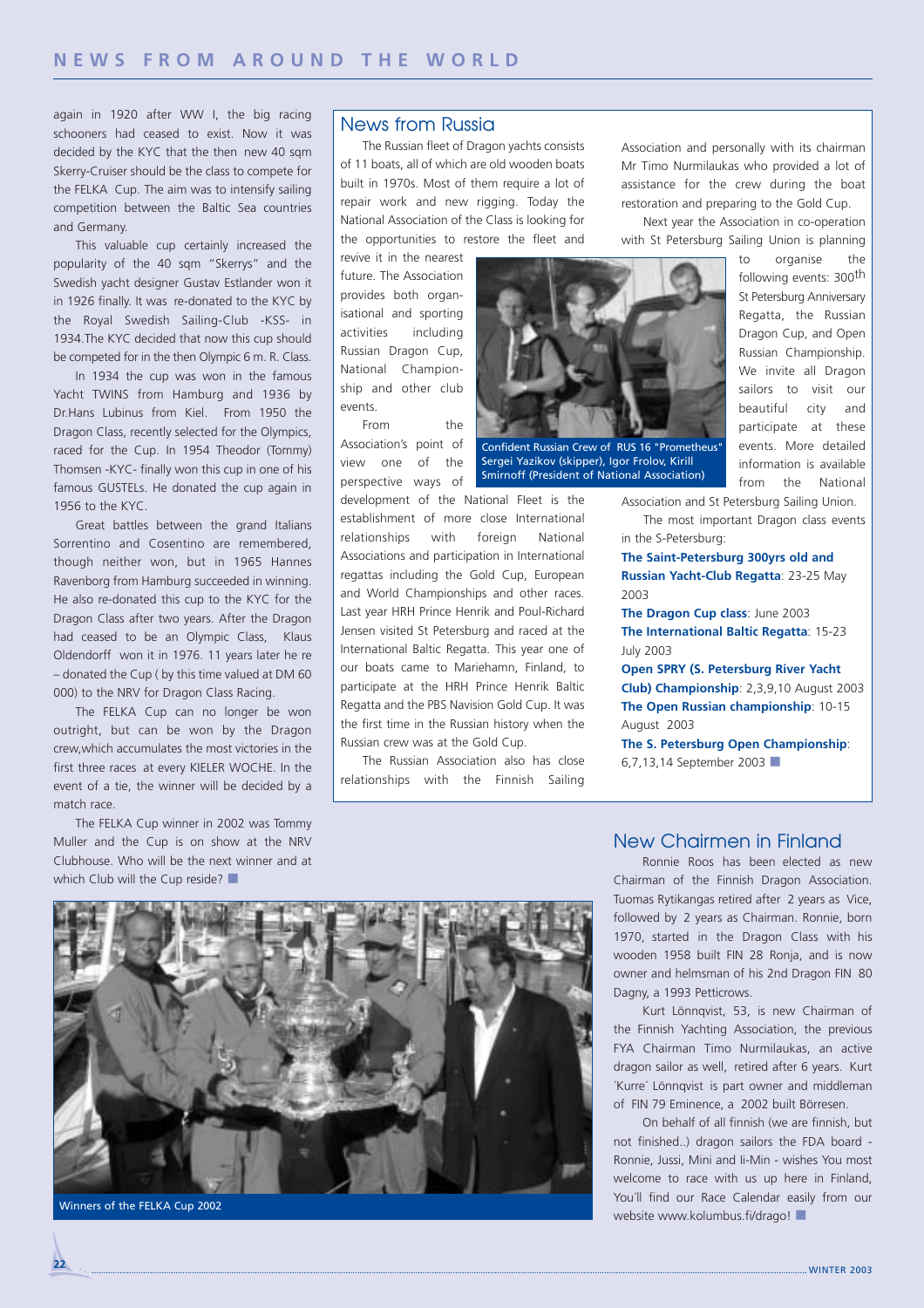again in 1920 after WW I, the big racing schooners had ceased to exist. Now it was decided by the KYC that the then new 40 sqm Skerry-Cruiser should be the class to compete for the FELKA Cup. The aim was to intensify sailing competition between the Baltic Sea countries and Germany.

This valuable cup certainly increased the popularity of the 40 sqm "Skerrys" and the Swedish yacht designer Gustav Estlander won it in 1926 finally. It was re-donated to the KYC by the Royal Swedish Sailing-Club -KSS- in 1934.The KYC decided that now this cup should be competed for in the then Olympic 6 m. R. Class.

In 1934 the cup was won in the famous Yacht TWINS from Hamburg and 1936 by Dr.Hans Lubinus from Kiel. From 1950 the Dragon Class, recently selected for the Olympics, raced for the Cup. In 1954 Theodor (Tommy) Thomsen -KYC- finally won this cup in one of his famous GUSTELs. He donated the cup again in 1956 to the KYC.

Great battles between the grand Italians Sorrentino and Cosentino are remembered, though neither won, but in 1965 Hannes Ravenborg from Hamburg succeeded in winning. He also re-donated this cup to the KYC for the Dragon Class after two years. After the Dragon had ceased to be an Olympic Class, Klaus Oldendorff won it in 1976. 11 years later he re – donated the Cup ( by this time valued at DM 60 000) to the NRV for Dragon Class Racing.

The FELKA Cup can no longer be won outright, but can be won by the Dragon crew,which accumulates the most victories in the first three races at every KIELER WOCHE. In the event of a tie, the winner will be decided by a match race.

The FELKA Cup winner in 2002 was Tommy Muller and the Cup is on show at the NRV Clubhouse. Who will be the next winner and at which Club will the Cup reside?

Winners of the FELKA Cup 2002

## News from Russia

The Russian fleet of Dragon yachts consists of 11 boats, all of which are old wooden boats built in 1970s. Most of them require a lot of repair work and new rigging. Today the National Association of the Class is looking for the opportunities to restore the fleet and revive it in the nearest future. The Association provides both organisational and sporting activities including Russian Dragon Cup, National Championship and other club events.

Confident Russian Crew of RUS 16 "Prometheus" Sergei Yazikov (skipper), Igor Frolov, Kirill Smirnoff (President of National Association)

From the Association's point of view one of the perspective ways of development of the National Fleet is the establishment of more close International relationships with foreign National Associations and participation in International regattas including the Gold Cup, European and World Championships and other races. Last year HRH Prince Henrik and Poul-Richard Jensen visited St Petersburg and raced at the International Baltic Regatta. This year one of our boats came to Mariehamn, Finland, to participate at the HRH Prince Henrik Baltic Regatta and the PBS Navision Gold Cup. It was the first time in the Russian history when the Russian crew was at the Gold Cup.

The Russian Association also has close relationships with the Finnish Sailing Association and personally with its chairman Mr Timo Nurmilaukas who provided a lot of assistance for the crew during the boat restoration and preparing to the Gold Cup.

Next year the Association in co-operation with St Petersburg Sailing Union is planning to organise the following events: 300th St Petersburg Anniversary Regatta, the Russian Dragon Cup, and Open Russian Championship. We invite all Dragon sailors to visit our beautiful city and participate at these events. More detailed information is available from the National Association and St Petersburg Sailing Union.

The most important Dragon class events in the S-Petersburg:

**The Saint-Petersburg 300yrs old and Russian Yacht-Club Regatta**: 23-25 May 2003

**The Dragon Cup class**: June 2003

**The International Baltic Regatta**: 15-23 July 2003

**Open SPRY (S. Petersburg River Yacht Club) Championship**: 2,3,9,10 August 2003

**The Open Russian championship**: 10-15 August 2003

**The S. Petersburg Open Championship**: 6,7,13,14 September 2003

## New Chairmen in Finland

Ronnie Roos has been elected as new Chairman of the Finnish Dragon Association. Tuomas Rytikangas retired after 2 years as Vice, followed by 2 years as Chairman. Ronnie, born 1970, started in the Dragon Class with his wooden 1958 built FIN 28 Ronja, and is now owner and helmsman of his 2nd Dragon FIN 80 Dagny, a 1993 Petticrows.

Kurt Lönnqvist, 53, is new Chairman of the Finnish Yachting Association, the previous FYA Chairman Timo Nurmilaukas, an active dragon sailor as well, retired after 6 years. Kurt ´Kurre´ Lönnqvist is part owner and middleman of FIN 79 Eminence, a 2002 built Börresen.

On behalf of all finnish (we are finnish, but not finished..) dragon sailors the FDA board - Ronnie, Jussi, Mini and Ii-Min - wishes You most welcome to race with us up here in Finland, You´ll find our Race Calendar easily from our website www.kolumbus.fi/drago!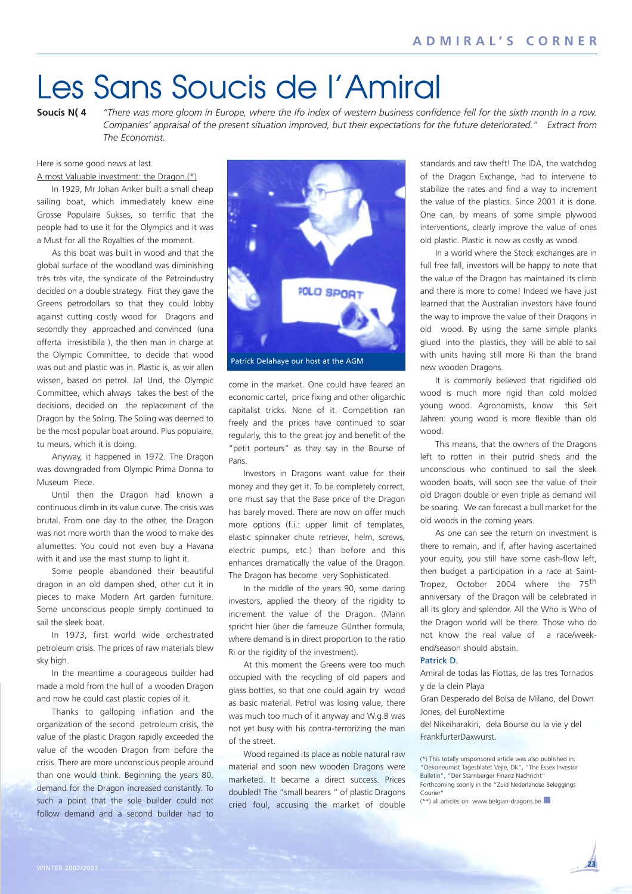# Les Sans Soucis de l'Amiral

**Soucis N( 4** *"There was more gloom in Europe, where the Ifo index of western business confidence fell for the sixth month in a row. Companies' appraisal of the present situation improved, but their expectations for the future deteriorated." Extract from The Economist.*

Here is some good news at last.

A most Valuable investment: the Dragon.(*)

In 1929, Mr Johan Anker built a small cheap sailing boat, which immediately knew eine Grosse Populaire Sukses, so terrific that the people had to use it for the Olympics and it was a Must for all the Royalties of the moment.

As this boat was built in wood and that the global surface of the woodland was diminishing très très vite, the syndicate of the Petroindustry decided on a double strategy. First they gave the Greens petrodollars so that they could lobby against cutting costly wood for Dragons and secondly they approached and convinced (una offerta irresistibila ), the then man in charge at the Olympic Committee, to decide that wood was out and plastic was in. Plastic is, as wir allen wissen, based on petrol. Ja! Und, the Olympic Committee, which always takes the best of the decisions, decided on the replacement of the Dragon by the Soling. The Soling was deemed to be the most popular boat around. Plus populaire, tu meurs, which it is doing.

Anyway, it happened in 1972. The Dragon was downgraded from Olympic Prima Donna to Museum Piece.

Until then the Dragon had known a continuous climb in its value curve. The crisis was brutal. From one day to the other, the Dragon was not more worth than the wood to make des allumettes. You could not even buy a Havana with it and use the mast stump to light it.

Some people abandoned their beautiful dragon in an old dampen shed, other cut it in pieces to make Modern Art garden furniture. Some unconscious people simply continued to sail the sleek boat.

In 1973, first world wide orchestrated petroleum crisis. The prices of raw materials blew sky high.

In the meantime a courageous builder had made a mold from the hull of a wooden Dragon and now he could cast plastic copies of it.

Thanks to galloping inflation and the organization of the second petroleum crisis, the value of the plastic Dragon rapidly exceeded the value of the wooden Dragon from before the crisis. There are more unconscious people around than one would think. Beginning the years 80, demand for the Dragon increased constantly. To such a point that the sole builder could not follow demand and a second builder had to come in the market. One could have feared an economic cartel, price fixing and other oligarchic capitalist tricks. None of it. Competition ran freely and the prices have continued to soar regularly, this to the great joy and benefit of the "petit porteurs" as they say in the Bourse of Paris.

Patrick Delahaye our host at the AGM

Investors in Dragons want value for their money and they get it. To be completely correct, one must say that the Base price of the Dragon has barely moved. There are now on offer much more options (f.i.: upper limit of templates, elastic spinnaker chute retriever, helm, screws, electric pumps, etc.) than before and this enhances dramatically the value of the Dragon. The Dragon has become very Sophisticated.

In the middle of the years 90, some daring investors, applied the theory of the rigidity to increment the value of the Dragon. (Mann spricht hier über die fameuze Günther formula, where demand is in direct proportion to the ratio Ri or the rigidity of the investment).

At this moment the Greens were too much occupied with the recycling of old papers and glass bottles, so that one could again try wood as basic material. Petrol was losing value, there was much too much of it anyway and W.g.B was not yet busy with his contra-terrorizing the man of the street.

Wood regained its place as noble natural raw material and soon new wooden Dragons were marketed. It became a direct success. Prices doubled! The "small bearers " of plastic Dragons cried foul, accusing the market of double standards and raw theft! The IDA, the watchdog of the Dragon Exchange, had to intervene to stabilize the rates and find a way to increment the value of the plastics. Since 2001 it is done. One can, by means of some simple plywood interventions, clearly improve the value of ones old plastic. Plastic is now as costly as wood.

In a world where the Stock exchanges are in full free fall, investors will be happy to note that the value of the Dragon has maintained its climb and there is more to come! Indeed we have just learned that the Australian investors have found the way to improve the value of their Dragons in old wood. By using the same simple planks glued into the plastics, they will be able to sail with units having still more Ri than the brand new wooden Dragons.

It is commonly believed that rigidified old wood is much more rigid than cold molded young wood. Agronomists, know this Seit Jahren: young wood is more flexible than old wood.

This means, that the owners of the Dragons left to rotten in their putrid sheds and the unconscious who continued to sail the sleek wooden boats, will soon see the value of their old Dragon double or even triple as demand will be soaring. We can forecast a bull market for the old woods in the coming years.

As one can see the return on investment is there to remain, and if, after having ascertained your equity, you still have some cash-flow left, then budget a participation in a race at Saint-Tropez, October 2004 where the 75th anniversary of the Dragon will be celebrated in all its glory and splendor. All the Who is Who of the Dragon world will be there. Those who do not know the real value of a race/week-end/season should abstain.

**Patrick D.**

Amiral de todas las Flottas, de las tres Tornados y de la clein Playa

Gran Desperado del Bolsa de Milano, del Down Jones, del EuroNextime

del Nikeiharakiri, dela Bourse ou la vie y del FrankfurterDaxwurst.

(*) This totally unsponsored article was also published in: "Oekoneumist Tagesblatet Vejle, Dk", "The Essex Investor Bulletin", "Der Starnberger Finanz Nachricht" Forthcoming soonly in the "Zuid Nederlandse Beleggings Courier"

(**) all articles on www.belgian-dragons.be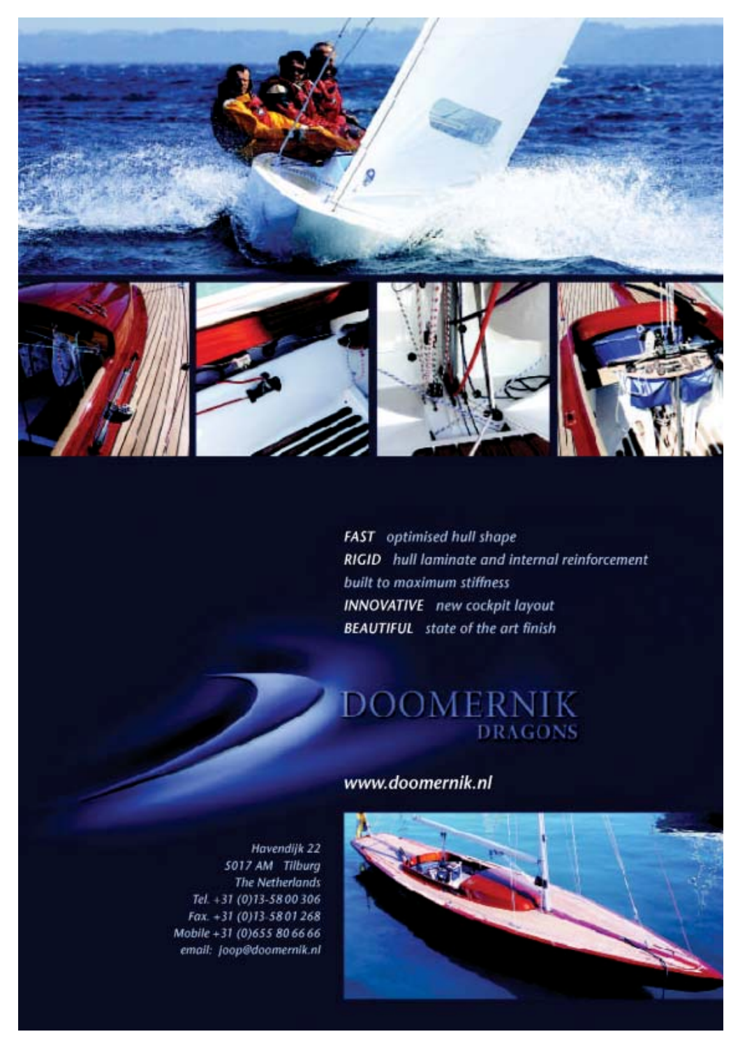**FAST** optimised hull shape

**RIGID** hull laminate and internal reinforcement built to maximum stiffness

**INNOVATIVE** new cockpit layout

**BEAUTIFUL** state of the art finish

DOOMERNIK
DRAGONS

www.doomernik.nl

Havendijk 22
5017 AM Tilburg
The Netherlands
Tel. +31 (0)13-58 00 306
Fax. +31 (0)13-58 01 268
Mobile +31 (0)655 80 66 66
email: joop@doomernik.nl